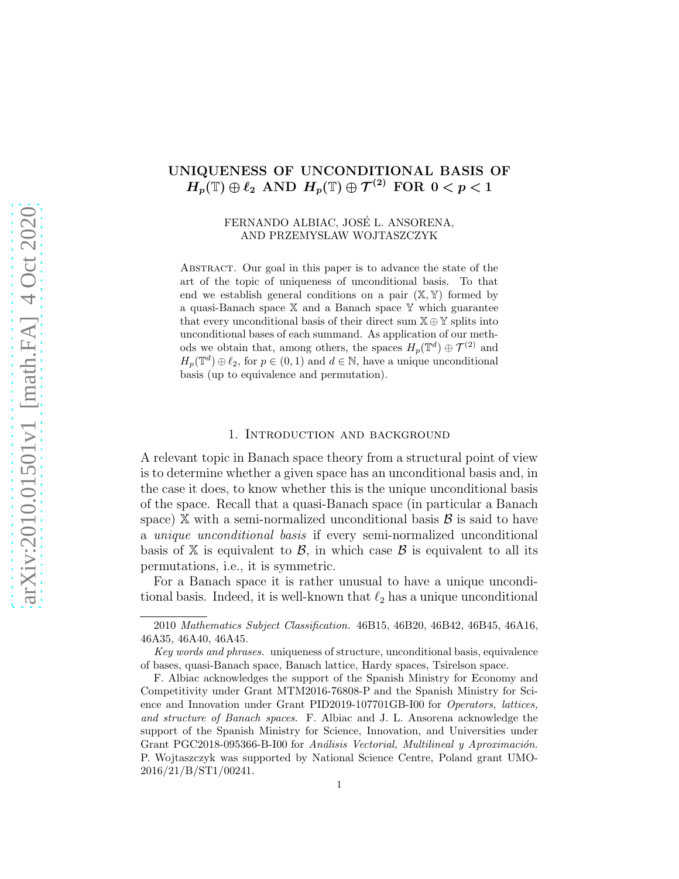# UNIQUENESS OF UNCONDITIONAL BASIS OF $H_p(\mathbb{T}) \oplus \ell_2$ AND $H_p(\mathbb{T}) \oplus \mathcal{T}^{(2)}$ FOR $0 < p < 1$

FERNANDO ALBIAC, JOSÉ L. ANSORENA,
AND PRZEMYSŁAW WOJTASZCZYK

Abstract. Our goal in this paper is to advance the state of the art of the topic of uniqueness of unconditional basis. To that end we establish general conditions on a pair $(\mathbb{X}, \mathbb{Y})$ formed by a quasi-Banach space $\mathbb{X}$ and a Banach space $\mathbb{Y}$ which guarantee that every unconditional basis of their direct sum $\mathbb{X} \oplus \mathbb{Y}$ splits into unconditional bases of each summand. As application of our methods we obtain that, among others, the spaces $H_p(\mathbb{T}^d) \oplus \mathcal{T}^{(2)}$ and $H_p(\mathbb{T}^d) \oplus \ell_2$, for $p \in (0, 1)$ and $d \in \mathbb{N}$, have a unique unconditional basis (up to equivalence and permutation).

## 1. Introduction and background

A relevant topic in Banach space theory from a structural point of view is to determine whether a given space has an unconditional basis and, in the case it does, to know whether this is the unique unconditional basis of the space. Recall that a quasi-Banach space (in particular a Banach space) $\mathbb{X}$ with a semi-normalized unconditional basis $\mathcal{B}$ is said to have a *unique unconditional basis* if every semi-normalized unconditional basis of $\mathbb{X}$ is equivalent to $\mathcal{B}$, in which case $\mathcal{B}$ is equivalent to all its permutations, i.e., it is symmetric.

For a Banach space it is rather unusual to have a unique unconditional basis. Indeed, it is well-known that $\ell_2$ has a unique unconditional

---

2010 *Mathematics Subject Classification.* 46B15, 46B20, 46B42, 46B45, 46A16, 46A35, 46A40, 46A45.

*Key words and phrases.* uniqueness of structure, unconditional basis, equivalence of bases, quasi-Banach space, Banach lattice, Hardy spaces, Tsirelson space.

F. Albiac acknowledges the support of the Spanish Ministry for Economy and Competitivity under Grant MTM2016-76808-P and the Spanish Ministry for Science and Innovation under Grant PID2019-107701GB-I00 for *Operators, lattices, and structure of Banach spaces*. F. Albiac and J. L. Ansorena acknowledge the support of the Spanish Ministry for Science, Innovation, and Universities under Grant PGC2018-095366-B-I00 for *Análisis Vectorial, Multilineal y Aproximación*. P. Wojtaszczyk was supported by National Science Centre, Poland grant UMO-2016/21/B/ST1/00241.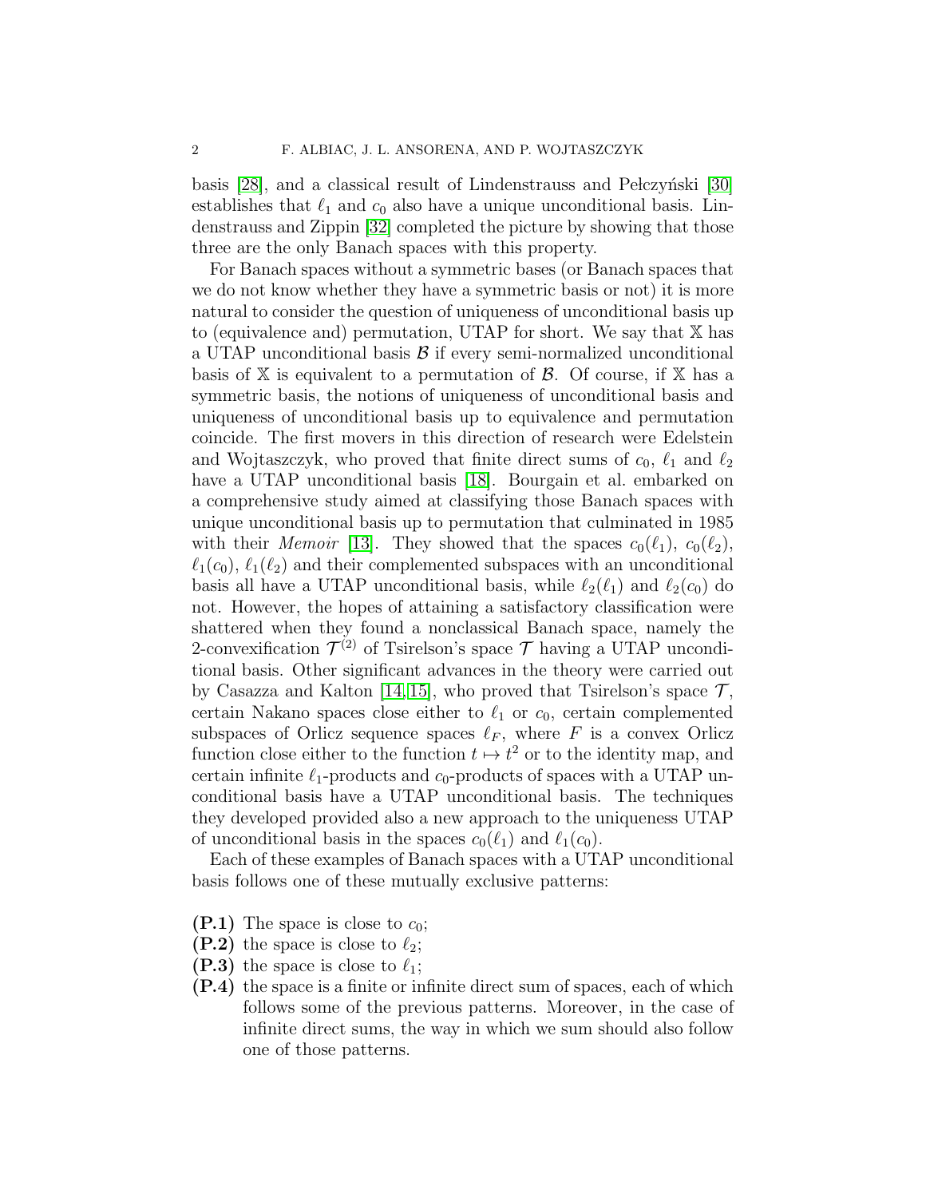basis [28], and a classical result of Lindenstrauss and Pełczyński [30] establishes that $\ell_1$ and $c_0$ also have a unique unconditional basis. Lindenstrauss and Zippin [32] completed the picture by showing that those three are the only Banach spaces with this property.

For Banach spaces without a symmetric bases (or Banach spaces that we do not know whether they have a symmetric basis or not) it is more natural to consider the question of uniqueness of unconditional basis up to (equivalence and) permutation, UTAP for short. We say that $\mathbb{X}$ has a UTAP unconditional basis $\mathcal{B}$ if every semi-normalized unconditional basis of $\mathbb{X}$ is equivalent to a permutation of $\mathcal{B}$. Of course, if $\mathbb{X}$ has a symmetric basis, the notions of uniqueness of unconditional basis and uniqueness of unconditional basis up to equivalence and permutation coincide. The first movers in this direction of research were Edelstein and Wojtaszczyk, who proved that finite direct sums of $c_0$, $\ell_1$ and $\ell_2$ have a UTAP unconditional basis [18]. Bourgain et al. embarked on a comprehensive study aimed at classifying those Banach spaces with unique unconditional basis up to permutation that culminated in 1985 with their *Memoir* [13]. They showed that the spaces $c_0(\ell_1)$, $c_0(\ell_2)$, $\ell_1(c_0)$, $\ell_1(\ell_2)$ and their complemented subspaces with an unconditional basis all have a UTAP unconditional basis, while $\ell_2(\ell_1)$ and $\ell_2(c_0)$ do not. However, the hopes of attaining a satisfactory classification were shattered when they found a nonclassical Banach space, namely the 2-convexification $\mathcal{T}^{(2)}$ of Tsirelson's space $\mathcal{T}$ having a UTAP unconditional basis. Other significant advances in the theory were carried out by Casazza and Kalton [14, 15], who proved that Tsirelson's space $\mathcal{T}$, certain Nakano spaces close either to $\ell_1$ or $c_0$, certain complemented subspaces of Orlicz sequence spaces $\ell_F$, where $F$ is a convex Orlicz function close either to the function $t \mapsto t^2$ or to the identity map, and certain infinite $\ell_1$-products and $c_0$-products of spaces with a UTAP unconditional basis have a UTAP unconditional basis. The techniques they developed provided also a new approach to the uniqueness UTAP of unconditional basis in the spaces $c_0(\ell_1)$ and $\ell_1(c_0)$.

Each of these examples of Banach spaces with a UTAP unconditional basis follows one of these mutually exclusive patterns:

- **(P.1)** The space is close to $c_0$;
- **(P.2)** the space is close to $\ell_2$;
- **(P.3)** the space is close to $\ell_1$;
- **(P.4)** the space is a finite or infinite direct sum of spaces, each of which follows some of the previous patterns. Moreover, in the case of infinite direct sums, the way in which we sum should also follow one of those patterns.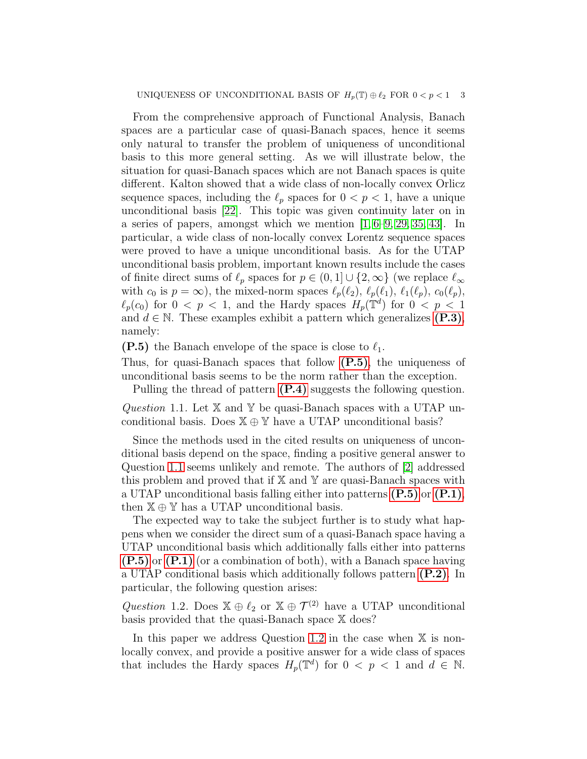From the comprehensive approach of Functional Analysis, Banach spaces are a particular case of quasi-Banach spaces, hence it seems only natural to transfer the problem of uniqueness of unconditional basis to this more general setting. As we will illustrate below, the situation for quasi-Banach spaces which are not Banach spaces is quite different. Kalton showed that a wide class of non-locally convex Orlicz sequence spaces, including the $\ell_p$ spaces for $0 < p < 1$, have a unique unconditional basis [22]. This topic was given continuity later on in a series of papers, amongst which we mention [1, 6–9, 29, 35, 43]. In particular, a wide class of non-locally convex Lorentz sequence spaces were proved to have a unique unconditional basis. As for the UTAP unconditional basis problem, important known results include the cases of finite direct sums of $\ell_p$ spaces for $p \in (0, 1] \cup \{2, \infty\}$ (we replace $\ell_\infty$ with $c_0$ is $p = \infty$), the mixed-norm spaces $\ell_p(\ell_2)$, $\ell_p(\ell_1)$, $\ell_1(\ell_p)$, $c_0(\ell_p)$, $\ell_p(c_0)$ for $0 < p < 1$, and the Hardy spaces $H_p(\mathbb{T}^d)$ for $0 < p < 1$ and $d \in \mathbb{N}$. These examples exhibit a pattern which generalizes **(P.3)**, namely:

**(P.5)** the Banach envelope of the space is close to $\ell_1$.

Thus, for quasi-Banach spaces that follow **(P.5)**, the uniqueness of unconditional basis seems to be the norm rather than the exception.

Pulling the thread of pattern **(P.4)** suggests the following question.

*Question* 1.1. Let $\mathbb{X}$ and $\mathbb{Y}$ be quasi-Banach spaces with a UTAP unconditional basis. Does $\mathbb{X} \oplus \mathbb{Y}$ have a UTAP unconditional basis?

Since the methods used in the cited results on uniqueness of unconditional basis depend on the space, finding a positive general answer to Question 1.1 seems unlikely and remote. The authors of [2] addressed this problem and proved that if $\mathbb{X}$ and $\mathbb{Y}$ are quasi-Banach spaces with a UTAP unconditional basis falling either into patterns **(P.5)** or **(P.1)**, then $\mathbb{X} \oplus \mathbb{Y}$ has a UTAP unconditional basis.

The expected way to take the subject further is to study what happens when we consider the direct sum of a quasi-Banach space having a UTAP unconditional basis which additionally falls either into patterns **(P.5)** or **(P.1)** (or a combination of both), with a Banach space having a UTAP conditional basis which additionally follows pattern **(P.2)**. In particular, the following question arises:

*Question* 1.2. Does $\mathbb{X} \oplus \ell_2$ or $\mathbb{X} \oplus \mathcal{T}^{(2)}$ have a UTAP unconditional basis provided that the quasi-Banach space $\mathbb{X}$ does?

In this paper we address Question 1.2 in the case when $\mathbb{X}$ is non-locally convex, and provide a positive answer for a wide class of spaces that includes the Hardy spaces $H_p(\mathbb{T}^d)$ for $0 < p < 1$ and $d \in \mathbb{N}$.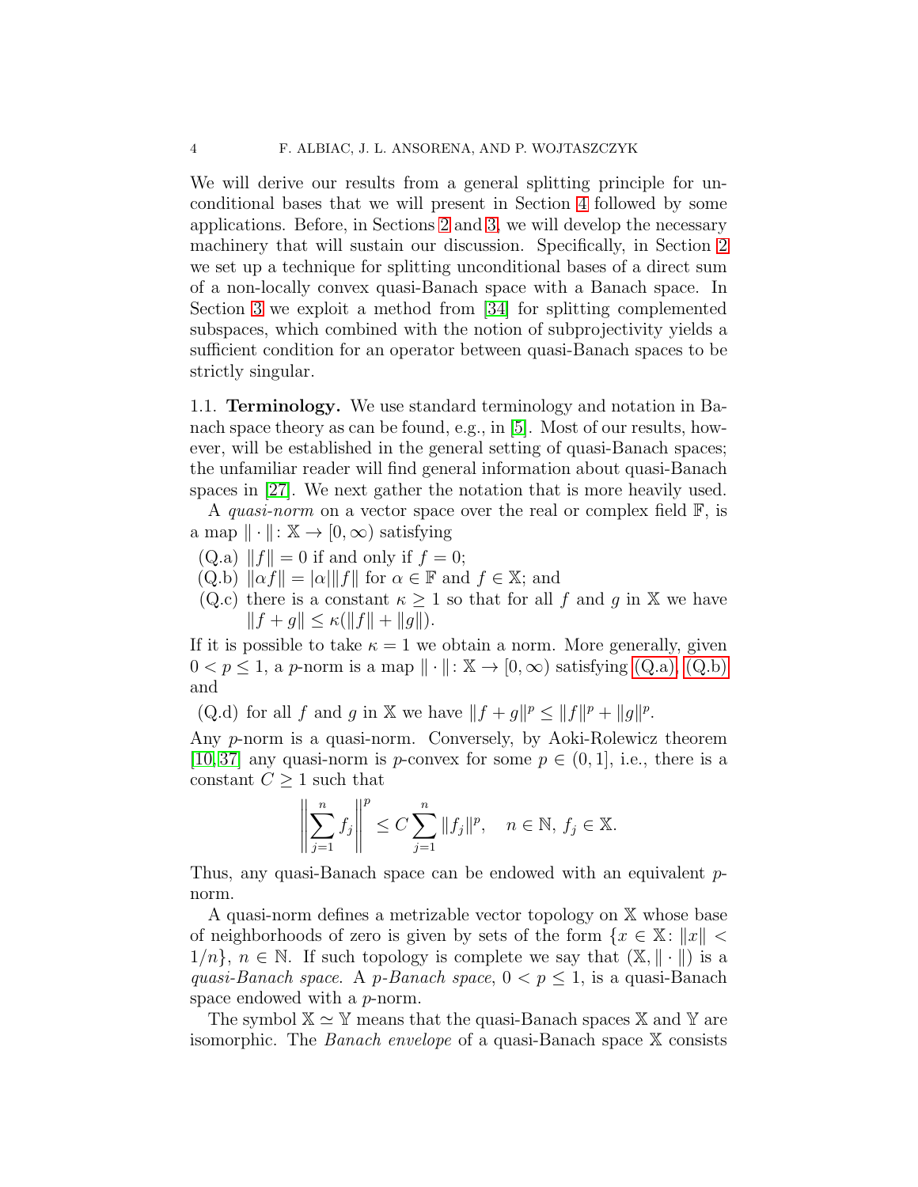We will derive our results from a general splitting principle for unconditional bases that we will present in Section 4 followed by some applications. Before, in Sections 2 and 3, we will develop the necessary machinery that will sustain our discussion. Specifically, in Section 2 we set up a technique for splitting unconditional bases of a direct sum of a non-locally convex quasi-Banach space with a Banach space. In Section 3 we exploit a method from [34] for splitting complemented subspaces, which combined with the notion of subprojectivity yields a sufficient condition for an operator between quasi-Banach spaces to be strictly singular.

### 1.1. Terminology.

We use standard terminology and notation in Banach space theory as can be found, e.g., in [5]. Most of our results, however, will be established in the general setting of quasi-Banach spaces; the unfamiliar reader will find general information about quasi-Banach spaces in [27]. We next gather the notation that is more heavily used.

A *quasi-norm* on a vector space over the real or complex field $\mathbb{F}$, is a map $\|\cdot\|\colon \mathbb{X}\to[0,\infty)$ satisfying

- (Q.a) $\|f\|=0$ if and only if $f=0$;
- (Q.b) $\|\alpha f\|=|\alpha|\|f\|$ for $\alpha\in\mathbb{F}$ and $f\in\mathbb{X}$; and
- (Q.c) there is a constant $\kappa\ge 1$ so that for all $f$ and $g$ in $\mathbb{X}$ we have $\|f+g\|\le\kappa(\|f\|+\|g\|)$.

If it is possible to take $\kappa=1$ we obtain a norm. More generally, given $0<p\le 1$, a $p$-norm is a map $\|\cdot\|\colon\mathbb{X}\to[0,\infty)$ satisfying (Q.a), (Q.b) and

- (Q.d) for all $f$ and $g$ in $\mathbb{X}$ we have $\|f+g\|^p\le\|f\|^p+\|g\|^p$.

Any $p$-norm is a quasi-norm. Conversely, by Aoki-Rolewicz theorem [10, 37] any quasi-norm is $p$-convex for some $p\in(0,1]$, i.e., there is a constant $C\ge 1$ such that

$$\left\|\sum_{j=1}^n f_j\right\|^p\le C\sum_{j=1}^n\|f_j\|^p,\quad n\in\mathbb{N},\ f_j\in\mathbb{X}.$$

Thus, any quasi-Banach space can be endowed with an equivalent $p$-norm.

A quasi-norm defines a metrizable vector topology on $\mathbb{X}$ whose base of neighborhoods of zero is given by sets of the form $\{x\in\mathbb{X}\colon\|x\|<1/n\}$, $n\in\mathbb{N}$. If such topology is complete we say that $(\mathbb{X},\|\cdot\|)$ is a *quasi-Banach space*. A *$p$-Banach space*, $0<p\le 1$, is a quasi-Banach space endowed with a $p$-norm.

The symbol $\mathbb{X}\simeq\mathbb{Y}$ means that the quasi-Banach spaces $\mathbb{X}$ and $\mathbb{Y}$ are isomorphic. The *Banach envelope* of a quasi-Banach space $\mathbb{X}$ consists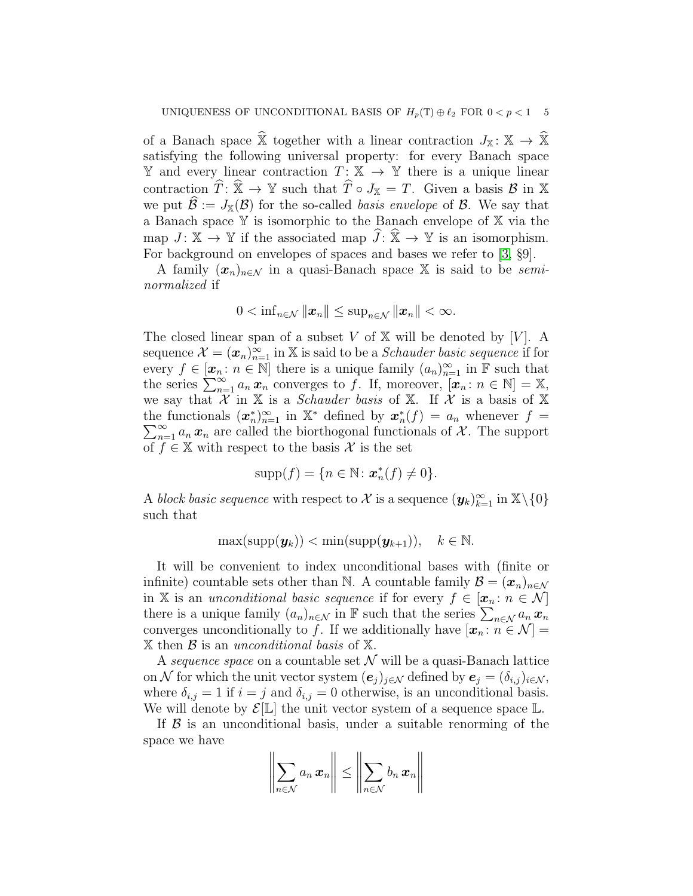of a Banach space $\widehat{\mathbb{X}}$ together with a linear contraction $J_{\mathbb{X}}\colon \mathbb{X} \to \widehat{\mathbb{X}}$ satisfying the following universal property: for every Banach space $\mathbb{Y}$ and every linear contraction $T\colon \mathbb{X} \to \mathbb{Y}$ there is a unique linear contraction $\widehat{T}\colon \widehat{\mathbb{X}} \to \mathbb{Y}$ such that $\widehat{T} \circ J_{\mathbb{X}} = T$. Given a basis $\mathcal{B}$ in $\mathbb{X}$ we put $\widehat{\mathcal{B}} := J_{\mathbb{X}}(\mathcal{B})$ for the so-called *basis envelope* of $\mathcal{B}$. We say that a Banach space $\mathbb{Y}$ is isomorphic to the Banach envelope of $\mathbb{X}$ via the map $J\colon \mathbb{X} \to \mathbb{Y}$ if the associated map $\widehat{J}\colon \widehat{\mathbb{X}} \to \mathbb{Y}$ is an isomorphism. For background on envelopes of spaces and bases we refer to [3, §9].

A family $(\boldsymbol{x}_n)_{n\in\mathcal{N}}$ in a quasi-Banach space $\mathbb{X}$ is said to be *semi-normalized* if

$$0 < \inf_{n\in\mathcal{N}} \|\boldsymbol{x}_n\| \le \sup_{n\in\mathcal{N}} \|\boldsymbol{x}_n\| < \infty.$$

The closed linear span of a subset $V$ of $\mathbb{X}$ will be denoted by $[V]$. A sequence $\mathcal{X} = (\boldsymbol{x}_n)_{n=1}^\infty$ in $\mathbb{X}$ is said to be a *Schauder basic sequence* if for every $f \in [\boldsymbol{x}_n\colon n \in \mathbb{N}]$ there is a unique family $(a_n)_{n=1}^\infty$ in $\mathbb{F}$ such that the series $\sum_{n=1}^\infty a_n\, \boldsymbol{x}_n$ converges to $f$. If, moreover, $[\boldsymbol{x}_n\colon n \in \mathbb{N}] = \mathbb{X}$, we say that $\mathcal{X}$ in $\mathbb{X}$ is a *Schauder basis* of $\mathbb{X}$. If $\mathcal{X}$ is a basis of $\mathbb{X}$ the functionals $(\boldsymbol{x}_n^*)_{n=1}^\infty$ in $\mathbb{X}^*$ defined by $\boldsymbol{x}_n^*(f) = a_n$ whenever $f = \sum_{n=1}^\infty a_n\, \boldsymbol{x}_n$ are called the biorthogonal functionals of $\mathcal{X}$. The support of $f \in \mathbb{X}$ with respect to the basis $\mathcal{X}$ is the set

$$\operatorname{supp}(f) = \{n \in \mathbb{N}\colon \boldsymbol{x}_n^*(f) \neq 0\}.$$

A *block basic sequence* with respect to $\mathcal{X}$ is a sequence $(\boldsymbol{y}_k)_{k=1}^\infty$ in $\mathbb{X}\setminus\{0\}$ such that

$$\max(\operatorname{supp}(\boldsymbol{y}_k)) < \min(\operatorname{supp}(\boldsymbol{y}_{k+1})), \quad k \in \mathbb{N}.$$

It will be convenient to index unconditional bases with (finite or infinite) countable sets other than $\mathbb{N}$. A countable family $\mathcal{B} = (\boldsymbol{x}_n)_{n\in\mathcal{N}}$ in $\mathbb{X}$ is an *unconditional basic sequence* if for every $f \in [\boldsymbol{x}_n\colon n \in \mathcal{N}]$ there is a unique family $(a_n)_{n\in\mathcal{N}}$ in $\mathbb{F}$ such that the series $\sum_{n\in\mathcal{N}} a_n\, \boldsymbol{x}_n$ converges unconditionally to $f$. If we additionally have $[\boldsymbol{x}_n\colon n \in \mathcal{N}] = \mathbb{X}$ then $\mathcal{B}$ is an *unconditional basis* of $\mathbb{X}$.

A *sequence space* on a countable set $\mathcal{N}$ will be a quasi-Banach lattice on $\mathcal{N}$ for which the unit vector system $(\boldsymbol{e}_j)_{j\in\mathcal{N}}$ defined by $\boldsymbol{e}_j = (\delta_{i,j})_{i\in\mathcal{N}}$, where $\delta_{i,j} = 1$ if $i = j$ and $\delta_{i,j} = 0$ otherwise, is an unconditional basis. We will denote by $\mathcal{E}[\mathbb{L}]$ the unit vector system of a sequence space $\mathbb{L}$.

If $\mathcal{B}$ is an unconditional basis, under a suitable renorming of the space we have

$$\left\|\sum_{n\in\mathcal{N}} a_n\, \boldsymbol{x}_n\right\| \le \left\|\sum_{n\in\mathcal{N}} b_n\, \boldsymbol{x}_n\right\|$$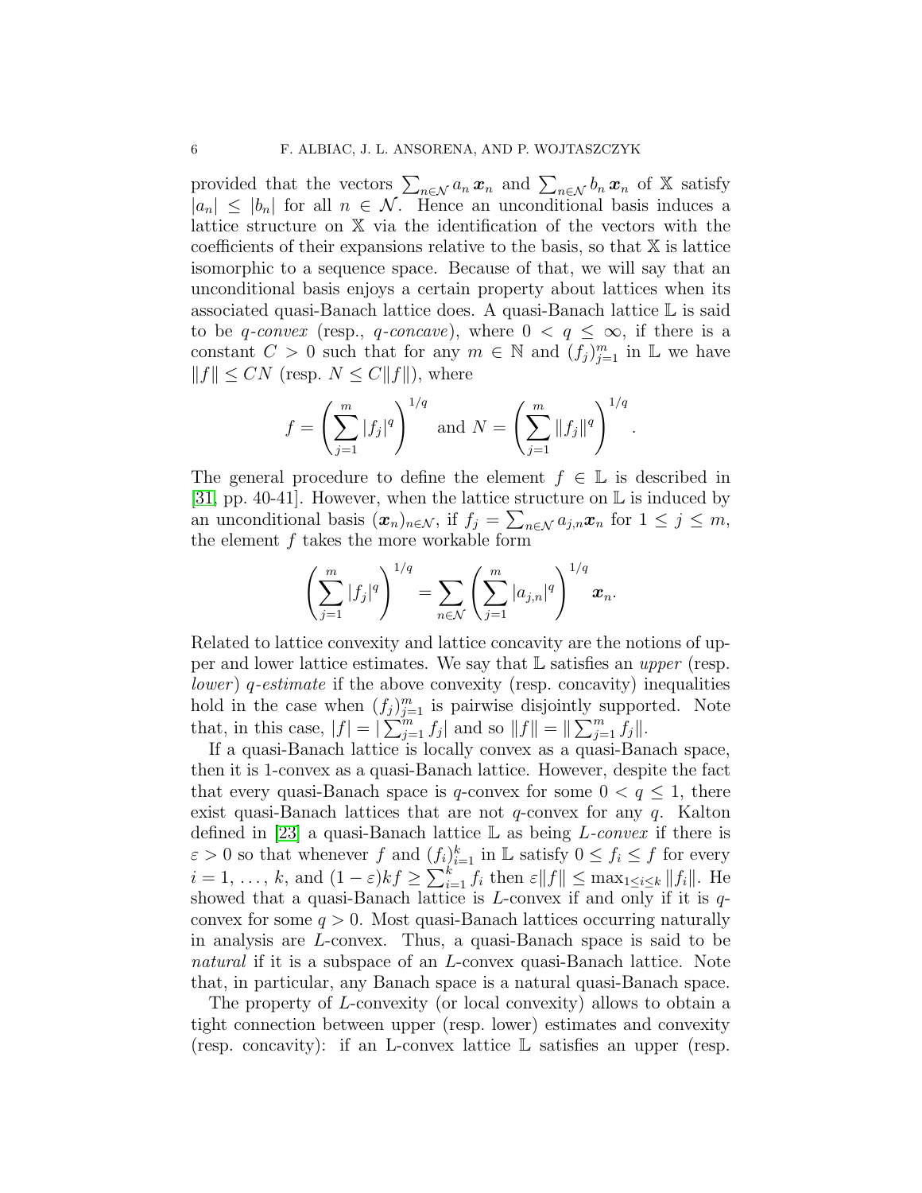provided that the vectors $\sum_{n\in\mathcal{N}} a_n\, \boldsymbol{x}_n$ and $\sum_{n\in\mathcal{N}} b_n\, \boldsymbol{x}_n$ of $\mathbb{X}$ satisfy $|a_n| \le |b_n|$ for all $n \in \mathcal{N}$. Hence an unconditional basis induces a lattice structure on $\mathbb{X}$ via the identification of the vectors with the coefficients of their expansions relative to the basis, so that $\mathbb{X}$ is lattice isomorphic to a sequence space. Because of that, we will say that an unconditional basis enjoys a certain property about lattices when its associated quasi-Banach lattice does. A quasi-Banach lattice $\mathbb{L}$ is said to be *q-convex* (resp., *q-concave*), where $0 < q \le \infty$, if there is a constant $C > 0$ such that for any $m \in \mathbb{N}$ and $(f_j)_{j=1}^m$ in $\mathbb{L}$ we have $\|f\| \le CN$ (resp. $N \le C\|f\|$), where

$$f = \left(\sum_{j=1}^m |f_j|^q\right)^{1/q} \text{ and } N = \left(\sum_{j=1}^m \|f_j\|^q\right)^{1/q}.$$

The general procedure to define the element $f \in \mathbb{L}$ is described in [31, pp. 40-41]. However, when the lattice structure on $\mathbb{L}$ is induced by an unconditional basis $(\boldsymbol{x}_n)_{n\in\mathcal{N}}$, if $f_j = \sum_{n\in\mathcal{N}} a_{j,n}\boldsymbol{x}_n$ for $1 \le j \le m$, the element $f$ takes the more workable form

$$\left(\sum_{j=1}^m |f_j|^q\right)^{1/q} = \sum_{n\in\mathcal{N}} \left(\sum_{j=1}^m |a_{j,n}|^q\right)^{1/q} \boldsymbol{x}_n.$$

Related to lattice convexity and lattice concavity are the notions of upper and lower lattice estimates. We say that $\mathbb{L}$ satisfies an *upper* (resp. *lower*) *q-estimate* if the above convexity (resp. concavity) inequalities hold in the case when $(f_j)_{j=1}^m$ is pairwise disjointly supported. Note that, in this case, $|f| = |\sum_{j=1}^m f_j|$ and so $\|f\| = \|\sum_{j=1}^m f_j\|$.

If a quasi-Banach lattice is locally convex as a quasi-Banach space, then it is 1-convex as a quasi-Banach lattice. However, despite the fact that every quasi-Banach space is $q$-convex for some $0 < q \le 1$, there exist quasi-Banach lattices that are not $q$-convex for any $q$. Kalton defined in [23] a quasi-Banach lattice $\mathbb{L}$ as being *L-convex* if there is $\varepsilon > 0$ so that whenever $f$ and $(f_i)_{i=1}^k$ in $\mathbb{L}$ satisfy $0 \le f_i \le f$ for every $i = 1, \ldots, k$, and $(1-\varepsilon)kf \ge \sum_{i=1}^k f_i$ then $\varepsilon\|f\| \le \max_{1\le i\le k} \|f_i\|$. He showed that a quasi-Banach lattice is $L$-convex if and only if it is $q$-convex for some $q > 0$. Most quasi-Banach lattices occurring naturally in analysis are $L$-convex. Thus, a quasi-Banach space is said to be *natural* if it is a subspace of an $L$-convex quasi-Banach lattice. Note that, in particular, any Banach space is a natural quasi-Banach space.

The property of $L$-convexity (or local convexity) allows to obtain a tight connection between upper (resp. lower) estimates and convexity (resp. concavity): if an L-convex lattice $\mathbb{L}$ satisfies an upper (resp.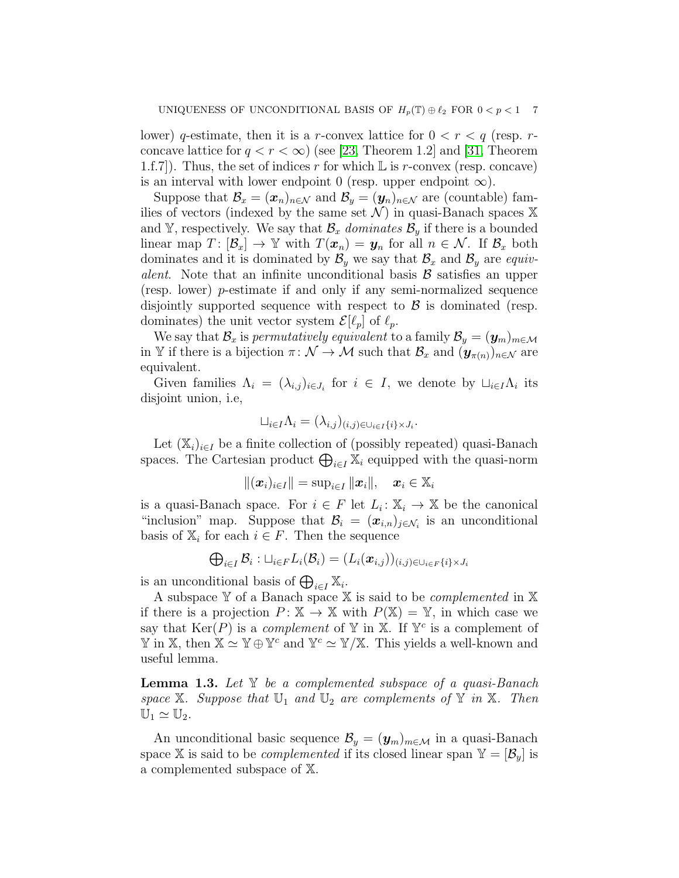lower) $q$-estimate, then it is a $r$-convex lattice for $0 < r < q$ (resp. $r$-concave lattice for $q < r < \infty$) (see [23, Theorem 1.2] and [31, Theorem 1.f.7]). Thus, the set of indices $r$ for which $\mathbb{L}$ is $r$-convex (resp. concave) is an interval with lower endpoint 0 (resp. upper endpoint $\infty$).

Suppose that $\mathcal{B}_x = (\boldsymbol{x}_n)_{n\in\mathcal{N}}$ and $\mathcal{B}_y = (\boldsymbol{y}_n)_{n\in\mathcal{N}}$ are (countable) families of vectors (indexed by the same set $\mathcal{N}$) in quasi-Banach spaces $\mathbb{X}$ and $\mathbb{Y}$, respectively. We say that $\mathcal{B}_x$ *dominates* $\mathcal{B}_y$ if there is a bounded linear map $T\colon [\mathcal{B}_x] \to \mathbb{Y}$ with $T(\boldsymbol{x}_n) = \boldsymbol{y}_n$ for all $n \in \mathcal{N}$. If $\mathcal{B}_x$ both dominates and it is dominated by $\mathcal{B}_y$ we say that $\mathcal{B}_x$ and $\mathcal{B}_y$ are *equivalent*. Note that an infinite unconditional basis $\mathcal{B}$ satisfies an upper (resp. lower) $p$-estimate if and only if any semi-normalized sequence disjointly supported sequence with respect to $\mathcal{B}$ is dominated (resp. dominates) the unit vector system $\mathcal{E}[\ell_p]$ of $\ell_p$.

We say that $\mathcal{B}_x$ is *permutatively equivalent* to a family $\mathcal{B}_y = (\boldsymbol{y}_m)_{m\in\mathcal{M}}$ in $\mathbb{Y}$ if there is a bijection $\pi\colon \mathcal{N} \to \mathcal{M}$ such that $\mathcal{B}_x$ and $(\boldsymbol{y}_{\pi(n)})_{n\in\mathcal{N}}$ are equivalent.

Given families $\Lambda_i = (\lambda_{i,j})_{i\in J_i}$ for $i \in I$, we denote by $\sqcup_{i\in I}\Lambda_i$ its disjoint union, i.e,

$$\sqcup_{i\in I}\Lambda_i = (\lambda_{i,j})_{(i,j)\in\cup_{i\in I}\{i\}\times J_i}.$$

Let $(\mathbb{X}_i)_{i\in I}$ be a finite collection of (possibly repeated) quasi-Banach spaces. The Cartesian product $\bigoplus_{i\in I}\mathbb{X}_i$ equipped with the quasi-norm

$$\|(\boldsymbol{x}_i)_{i\in I}\| = \sup_{i\in I}\|\boldsymbol{x}_i\|, \quad \boldsymbol{x}_i \in \mathbb{X}_i$$

is a quasi-Banach space. For $i \in F$ let $L_i\colon \mathbb{X}_i \to \mathbb{X}$ be the canonical "inclusion" map. Suppose that $\mathcal{B}_i = (\boldsymbol{x}_{i,n})_{j\in\mathcal{N}_i}$ is an unconditional basis of $\mathbb{X}_i$ for each $i \in F$. Then the sequence

$$\bigoplus_{i\in I}\mathcal{B}_i : \sqcup_{i\in F}L_i(\mathcal{B}_i) = (L_i(\boldsymbol{x}_{i,j}))_{(i,j)\in\cup_{i\in F}\{i\}\times J_i}$$

is an unconditional basis of $\bigoplus_{i\in I}\mathbb{X}_i$.

A subspace $\mathbb{Y}$ of a Banach space $\mathbb{X}$ is said to be *complemented* in $\mathbb{X}$ if there is a projection $P\colon \mathbb{X} \to \mathbb{X}$ with $P(\mathbb{X}) = \mathbb{Y}$, in which case we say that $\operatorname{Ker}(P)$ is a *complement* of $\mathbb{Y}$ in $\mathbb{X}$. If $\mathbb{Y}^c$ is a complement of $\mathbb{Y}$ in $\mathbb{X}$, then $\mathbb{X} \simeq \mathbb{Y} \oplus \mathbb{Y}^c$ and $\mathbb{Y}^c \simeq \mathbb{Y}/\mathbb{X}$. This yields a well-known and useful lemma.

**Lemma 1.3.** *Let $\mathbb{Y}$ be a complemented subspace of a quasi-Banach space $\mathbb{X}$. Suppose that $\mathbb{U}_1$ and $\mathbb{U}_2$ are complements of $\mathbb{Y}$ in $\mathbb{X}$. Then $\mathbb{U}_1 \simeq \mathbb{U}_2$.*

An unconditional basic sequence $\mathcal{B}_y = (\boldsymbol{y}_m)_{m\in\mathcal{M}}$ in a quasi-Banach space $\mathbb{X}$ is said to be *complemented* if its closed linear span $\mathbb{Y} = [\mathcal{B}_y]$ is a complemented subspace of $\mathbb{X}$.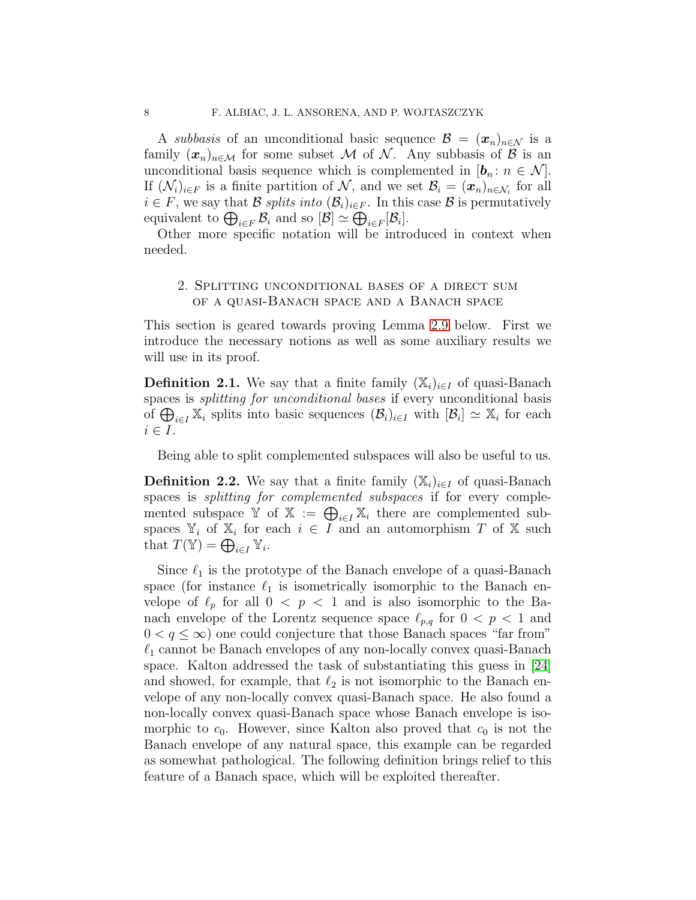A *subbasis* of an unconditional basic sequence $\mathcal{B} = (\boldsymbol{x}_n)_{n\in\mathcal{N}}$ is a family $(\boldsymbol{x}_n)_{n\in\mathcal{M}}$ for some subset $\mathcal{M}$ of $\mathcal{N}$. Any subbasis of $\mathcal{B}$ is an unconditional basis sequence which is complemented in $[\boldsymbol{b}_n \colon n \in \mathcal{N}]$. If $(\mathcal{N}_i)_{i\in F}$ is a finite partition of $\mathcal{N}$, and we set $\mathcal{B}_i = (\boldsymbol{x}_n)_{n\in\mathcal{N}_i}$ for all $i \in F$, we say that $\mathcal{B}$ *splits into* $(\mathcal{B}_i)_{i\in F}$. In this case $\mathcal{B}$ is permutatively equivalent to $\bigoplus_{i\in F} \mathcal{B}_i$ and so $[\mathcal{B}] \simeq \bigoplus_{i\in F}[\mathcal{B}_i]$.

Other more specific notation will be introduced in context when needed.

## 2. Splitting unconditional bases of a direct sum of a quasi-Banach space and a Banach space

This section is geared towards proving Lemma 2.9 below. First we introduce the necessary notions as well as some auxiliary results we will use in its proof.

**Definition 2.1.** We say that a finite family $(\mathbb{X}_i)_{i\in I}$ of quasi-Banach spaces is *splitting for unconditional bases* if every unconditional basis of $\bigoplus_{i\in I} \mathbb{X}_i$ splits into basic sequences $(\mathcal{B}_i)_{i\in I}$ with $[\mathcal{B}_i] \simeq \mathbb{X}_i$ for each $i \in I$.

Being able to split complemented subspaces will also be useful to us.

**Definition 2.2.** We say that a finite family $(\mathbb{X}_i)_{i\in I}$ of quasi-Banach spaces is *splitting for complemented subspaces* if for every complemented subspace $\mathbb{Y}$ of $\mathbb{X} := \bigoplus_{i\in I} \mathbb{X}_i$ there are complemented subspaces $\mathbb{Y}_i$ of $\mathbb{X}_i$ for each $i \in I$ and an automorphism $T$ of $\mathbb{X}$ such that $T(\mathbb{Y}) = \bigoplus_{i\in I} \mathbb{Y}_i$.

Since $\ell_1$ is the prototype of the Banach envelope of a quasi-Banach space (for instance $\ell_1$ is isometrically isomorphic to the Banach envelope of $\ell_p$ for all $0 < p < 1$ and is also isomorphic to the Banach envelope of the Lorentz sequence space $\ell_{p,q}$ for $0 < p < 1$ and $0 < q \le \infty$) one could conjecture that those Banach spaces "far from" $\ell_1$ cannot be Banach envelopes of any non-locally convex quasi-Banach space. Kalton addressed the task of substantiating this guess in [24] and showed, for example, that $\ell_2$ is not isomorphic to the Banach envelope of any non-locally convex quasi-Banach space. He also found a non-locally convex quasi-Banach space whose Banach envelope is isomorphic to $c_0$. However, since Kalton also proved that $c_0$ is not the Banach envelope of any natural space, this example can be regarded as somewhat pathological. The following definition brings relief to this feature of a Banach space, which will be exploited thereafter.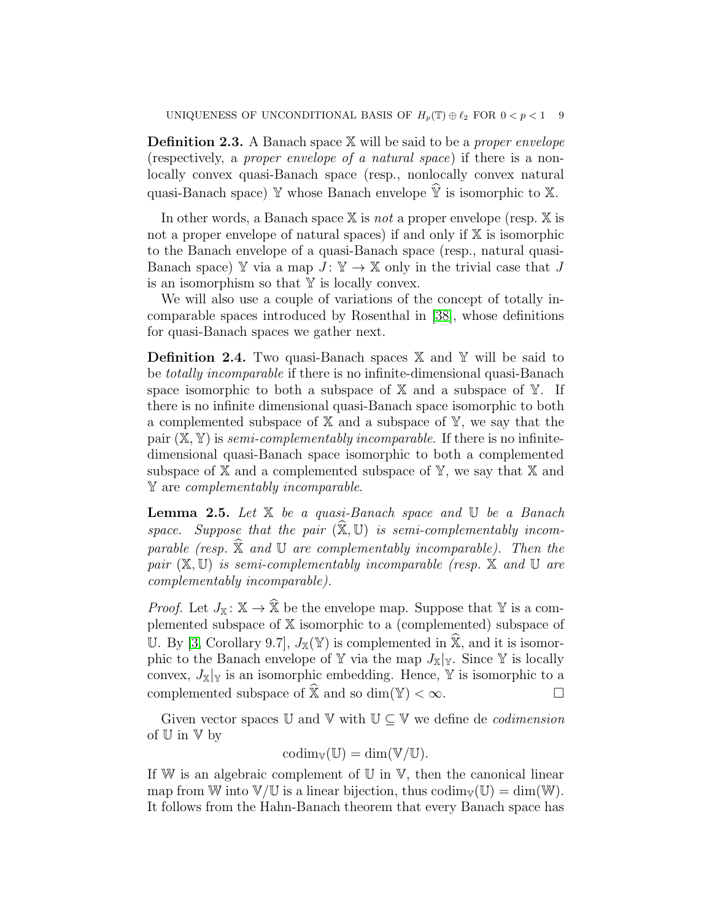**Definition 2.3.** A Banach space $\mathbb{X}$ will be said to be a *proper envelope* (respectively, a *proper envelope of a natural space*) if there is a nonlocally convex quasi-Banach space (resp., nonlocally convex natural quasi-Banach space) $\mathbb{Y}$ whose Banach envelope $\widehat{\mathbb{Y}}$ is isomorphic to $\mathbb{X}$.

In other words, a Banach space $\mathbb{X}$ is *not* a proper envelope (resp. $\mathbb{X}$ is not a proper envelope of natural spaces) if and only if $\mathbb{X}$ is isomorphic to the Banach envelope of a quasi-Banach space (resp., natural quasi-Banach space) $\mathbb{Y}$ via a map $J\colon \mathbb{Y} \to \mathbb{X}$ only in the trivial case that $J$ is an isomorphism so that $\mathbb{Y}$ is locally convex.

We will also use a couple of variations of the concept of totally incomparable spaces introduced by Rosenthal in [38], whose definitions for quasi-Banach spaces we gather next.

**Definition 2.4.** Two quasi-Banach spaces $\mathbb{X}$ and $\mathbb{Y}$ will be said to be *totally incomparable* if there is no infinite-dimensional quasi-Banach space isomorphic to both a subspace of $\mathbb{X}$ and a subspace of $\mathbb{Y}$. If there is no infinite dimensional quasi-Banach space isomorphic to both a complemented subspace of $\mathbb{X}$ and a subspace of $\mathbb{Y}$, we say that the pair $(\mathbb{X}, \mathbb{Y})$ is *semi-complementably incomparable*. If there is no infinite-dimensional quasi-Banach space isomorphic to both a complemented subspace of $\mathbb{X}$ and a complemented subspace of $\mathbb{Y}$, we say that $\mathbb{X}$ and $\mathbb{Y}$ are *complementably incomparable*.

**Lemma 2.5.** *Let $\mathbb{X}$ be a quasi-Banach space and $\mathbb{U}$ be a Banach space. Suppose that the pair $(\widehat{\mathbb{X}}, \mathbb{U})$ is semi-complementably incomparable (resp. $\widehat{\mathbb{X}}$ and $\mathbb{U}$ are complementably incomparable). Then the pair $(\mathbb{X}, \mathbb{U})$ is semi-complementably incomparable (resp. $\mathbb{X}$ and $\mathbb{U}$ are complementably incomparable).*

*Proof.* Let $J_{\mathbb{X}}\colon \mathbb{X} \to \widehat{\mathbb{X}}$ be the envelope map. Suppose that $\mathbb{Y}$ is a complemented subspace of $\mathbb{X}$ isomorphic to a (complemented) subspace of $\mathbb{U}$. By [3, Corollary 9.7], $J_{\mathbb{X}}(\mathbb{Y})$ is complemented in $\widehat{\mathbb{X}}$, and it is isomorphic to the Banach envelope of $\mathbb{Y}$ via the map $J_{\mathbb{X}}|_{\mathbb{Y}}$. Since $\mathbb{Y}$ is locally convex, $J_{\mathbb{X}}|_{\mathbb{Y}}$ is an isomorphic embedding. Hence, $\mathbb{Y}$ is isomorphic to a complemented subspace of $\widehat{\mathbb{X}}$ and so $\dim(\mathbb{Y}) < \infty$. $\square$

Given vector spaces $\mathbb{U}$ and $\mathbb{V}$ with $\mathbb{U} \subseteq \mathbb{V}$ we define de *codimension* of $\mathbb{U}$ in $\mathbb{V}$ by

$$\operatorname{codim}_{\mathbb{V}}(\mathbb{U}) = \dim(\mathbb{V}/\mathbb{U}).$$

If $\mathbb{W}$ is an algebraic complement of $\mathbb{U}$ in $\mathbb{V}$, then the canonical linear map from $\mathbb{W}$ into $\mathbb{V}/\mathbb{U}$ is a linear bijection, thus $\operatorname{codim}_{\mathbb{V}}(\mathbb{U}) = \dim(\mathbb{W})$. It follows from the Hahn-Banach theorem that every Banach space has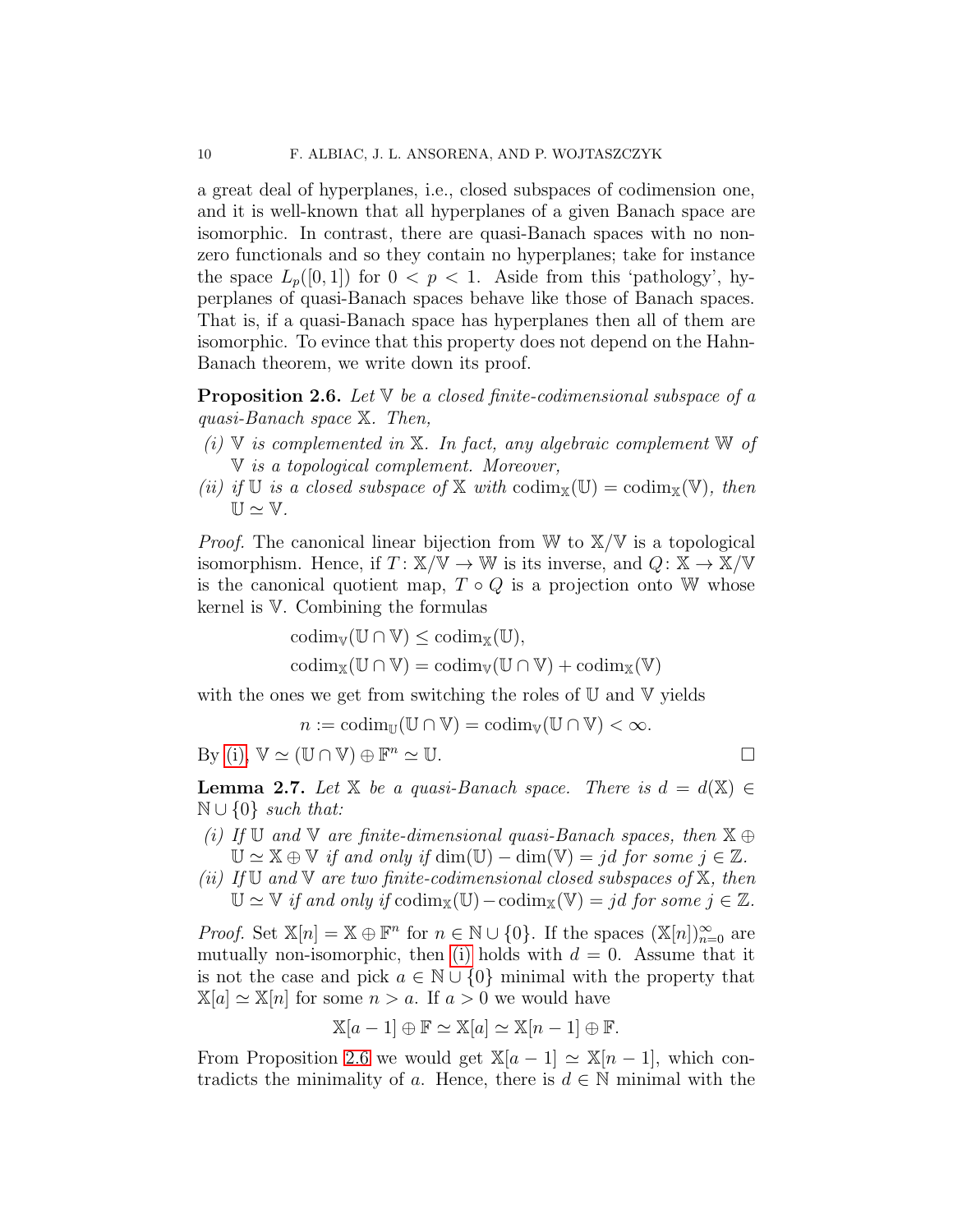a great deal of hyperplanes, i.e., closed subspaces of codimension one, and it is well-known that all hyperplanes of a given Banach space are isomorphic. In contrast, there are quasi-Banach spaces with no non-zero functionals and so they contain no hyperplanes; take for instance the space $L_p([0,1])$ for $0 < p < 1$. Aside from this 'pathology', hyperplanes of quasi-Banach spaces behave like those of Banach spaces. That is, if a quasi-Banach space has hyperplanes then all of them are isomorphic. To evince that this property does not depend on the Hahn-Banach theorem, we write down its proof.

**Proposition 2.6.** *Let $\mathbb{V}$ be a closed finite-codimensional subspace of a quasi-Banach space $\mathbb{X}$. Then,*

*(i) $\mathbb{V}$ is complemented in $\mathbb{X}$. In fact, any algebraic complement $\mathbb{W}$ of $\mathbb{V}$ is a topological complement. Moreover,*

*(ii) if $\mathbb{U}$ is a closed subspace of $\mathbb{X}$ with $\operatorname{codim}_{\mathbb{X}}(\mathbb{U}) = \operatorname{codim}_{\mathbb{X}}(\mathbb{V})$, then $\mathbb{U} \simeq \mathbb{V}$.*

*Proof.* The canonical linear bijection from $\mathbb{W}$ to $\mathbb{X}/\mathbb{V}$ is a topological isomorphism. Hence, if $T\colon \mathbb{X}/\mathbb{V} \to \mathbb{W}$ is its inverse, and $Q\colon \mathbb{X} \to \mathbb{X}/\mathbb{V}$ is the canonical quotient map, $T \circ Q$ is a projection onto $\mathbb{W}$ whose kernel is $\mathbb{V}$. Combining the formulas

$$\operatorname{codim}_{\mathbb{V}}(\mathbb{U} \cap \mathbb{V}) \le \operatorname{codim}_{\mathbb{X}}(\mathbb{U}),$$
$$\operatorname{codim}_{\mathbb{X}}(\mathbb{U} \cap \mathbb{V}) = \operatorname{codim}_{\mathbb{V}}(\mathbb{U} \cap \mathbb{V}) + \operatorname{codim}_{\mathbb{X}}(\mathbb{V})$$

with the ones we get from switching the roles of $\mathbb{U}$ and $\mathbb{V}$ yields

$$n := \operatorname{codim}_{\mathbb{U}}(\mathbb{U} \cap \mathbb{V}) = \operatorname{codim}_{\mathbb{V}}(\mathbb{U} \cap \mathbb{V}) < \infty.$$

By (i), $\mathbb{V} \simeq (\mathbb{U} \cap \mathbb{V}) \oplus \mathbb{F}^n \simeq \mathbb{U}$. □

**Lemma 2.7.** *Let $\mathbb{X}$ be a quasi-Banach space. There is $d = d(\mathbb{X}) \in \mathbb{N} \cup \{0\}$ such that:*

*(i) If $\mathbb{U}$ and $\mathbb{V}$ are finite-dimensional quasi-Banach spaces, then $\mathbb{X} \oplus \mathbb{U} \simeq \mathbb{X} \oplus \mathbb{V}$ if and only if $\dim(\mathbb{U}) - \dim(\mathbb{V}) = jd$ for some $j \in \mathbb{Z}$.*

*(ii) If $\mathbb{U}$ and $\mathbb{V}$ are two finite-codimensional closed subspaces of $\mathbb{X}$, then $\mathbb{U} \simeq \mathbb{V}$ if and only if $\operatorname{codim}_{\mathbb{X}}(\mathbb{U}) - \operatorname{codim}_{\mathbb{X}}(\mathbb{V}) = jd$ for some $j \in \mathbb{Z}$.*

*Proof.* Set $\mathbb{X}[n] = \mathbb{X} \oplus \mathbb{F}^n$ for $n \in \mathbb{N} \cup \{0\}$. If the spaces $(\mathbb{X}[n])_{n=0}^\infty$ are mutually non-isomorphic, then (i) holds with $d = 0$. Assume that it is not the case and pick $a \in \mathbb{N} \cup \{0\}$ minimal with the property that $\mathbb{X}[a] \simeq \mathbb{X}[n]$ for some $n > a$. If $a > 0$ we would have

$$\mathbb{X}[a-1] \oplus \mathbb{F} \simeq \mathbb{X}[a] \simeq \mathbb{X}[n-1] \oplus \mathbb{F}.$$

From Proposition 2.6 we would get $\mathbb{X}[a-1] \simeq \mathbb{X}[n-1]$, which contradicts the minimality of $a$. Hence, there is $d \in \mathbb{N}$ minimal with the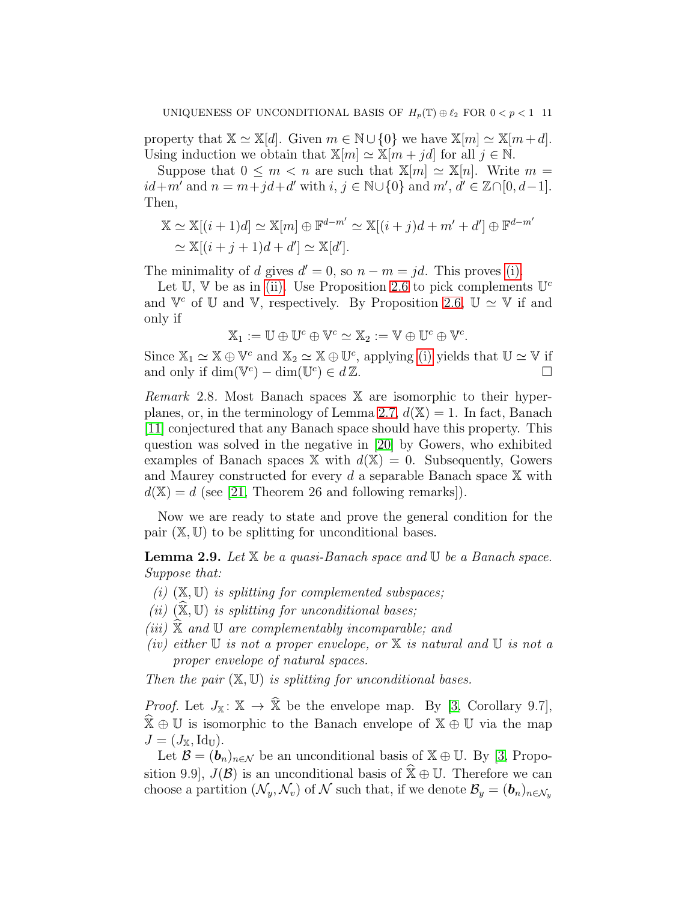property that $\mathbb{X} \simeq \mathbb{X}[d]$. Given $m \in \mathbb{N} \cup \{0\}$ we have $\mathbb{X}[m] \simeq \mathbb{X}[m+d]$. Using induction we obtain that $\mathbb{X}[m] \simeq \mathbb{X}[m+jd]$ for all $j \in \mathbb{N}$.

Suppose that $0 \le m < n$ are such that $\mathbb{X}[m] \simeq \mathbb{X}[n]$. Write $m = id + m'$ and $n = m + jd + d'$ with $i, j \in \mathbb{N} \cup \{0\}$ and $m', d' \in \mathbb{Z} \cap [0, d-1]$. Then,

$$\begin{aligned}\mathbb{X} &\simeq \mathbb{X}[(i+1)d] \simeq \mathbb{X}[m] \oplus \mathbb{F}^{d-m'} \simeq \mathbb{X}[(i+j)d + m' + d'] \oplus \mathbb{F}^{d-m'} \\ &\simeq \mathbb{X}[(i+j+1)d + d'] \simeq \mathbb{X}[d'].\end{aligned}$$

The minimality of $d$ gives $d' = 0$, so $n - m = jd$. This proves (i).

Let $\mathbb{U}$, $\mathbb{V}$ be as in (ii). Use Proposition 2.6 to pick complements $\mathbb{U}^c$ and $\mathbb{V}^c$ of $\mathbb{U}$ and $\mathbb{V}$, respectively. By Proposition 2.6, $\mathbb{U} \simeq \mathbb{V}$ if and only if

$$\mathbb{X}_1 := \mathbb{U} \oplus \mathbb{U}^c \oplus \mathbb{V}^c \simeq \mathbb{X}_2 := \mathbb{V} \oplus \mathbb{U}^c \oplus \mathbb{V}^c.$$

Since $\mathbb{X}_1 \simeq \mathbb{X} \oplus \mathbb{V}^c$ and $\mathbb{X}_2 \simeq \mathbb{X} \oplus \mathbb{U}^c$, applying (i) yields that $\mathbb{U} \simeq \mathbb{V}$ if and only if $\dim(\mathbb{V}^c) - \dim(\mathbb{U}^c) \in d\,\mathbb{Z}$. □

*Remark* 2.8. Most Banach spaces $\mathbb{X}$ are isomorphic to their hyperplanes, or, in the terminology of Lemma 2.7, $d(\mathbb{X}) = 1$. In fact, Banach [11] conjectured that any Banach space should have this property. This question was solved in the negative in [20] by Gowers, who exhibited examples of Banach spaces $\mathbb{X}$ with $d(\mathbb{X}) = 0$. Subsequently, Gowers and Maurey constructed for every $d$ a separable Banach space $\mathbb{X}$ with $d(\mathbb{X}) = d$ (see [21, Theorem 26 and following remarks]).

Now we are ready to state and prove the general condition for the pair $(\mathbb{X}, \mathbb{U})$ to be splitting for unconditional bases.

**Lemma 2.9.** *Let $\mathbb{X}$ be a quasi-Banach space and $\mathbb{U}$ be a Banach space. Suppose that:*

- *(i) $(\mathbb{X}, \mathbb{U})$ is splitting for complemented subspaces;*
- *(ii) $(\widehat{\mathbb{X}}, \mathbb{U})$ is splitting for unconditional bases;*
- *(iii) $\widehat{\mathbb{X}}$ and $\mathbb{U}$ are complementably incomparable; and*
- *(iv) either $\mathbb{U}$ is not a proper envelope, or $\mathbb{X}$ is natural and $\mathbb{U}$ is not a proper envelope of natural spaces.*

*Then the pair $(\mathbb{X}, \mathbb{U})$ is splitting for unconditional bases.*

*Proof.* Let $J_{\mathbb{X}} \colon \mathbb{X} \to \widehat{\mathbb{X}}$ be the envelope map. By [3, Corollary 9.7], $\widehat{\mathbb{X}} \oplus \mathbb{U}$ is isomorphic to the Banach envelope of $\mathbb{X} \oplus \mathbb{U}$ via the map $J = (J_{\mathbb{X}}, \mathrm{Id}_{\mathbb{U}})$.

Let $\mathcal{B} = (\boldsymbol{b}_n)_{n \in \mathcal{N}}$ be an unconditional basis of $\mathbb{X} \oplus \mathbb{U}$. By [3, Proposition 9.9], $J(\mathcal{B})$ is an unconditional basis of $\widehat{\mathbb{X}} \oplus \mathbb{U}$. Therefore we can choose a partition $(\mathcal{N}_y, \mathcal{N}_v)$ of $\mathcal{N}$ such that, if we denote $\mathcal{B}_y = (\boldsymbol{b}_n)_{n \in \mathcal{N}_y}$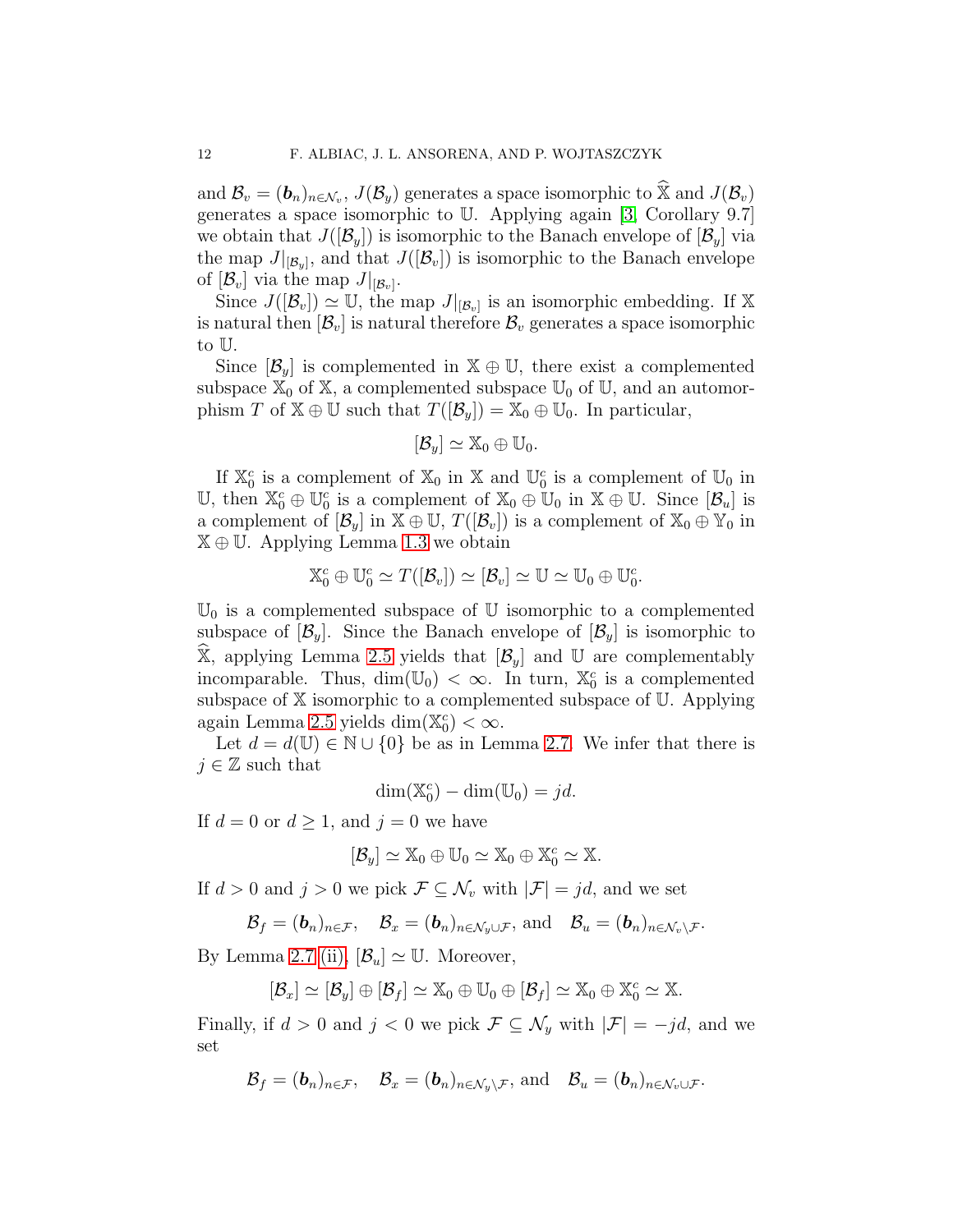and $\mathcal{B}_v = (\boldsymbol{b}_n)_{n\in\mathcal{N}_v}$, $J(\mathcal{B}_y)$ generates a space isomorphic to $\widehat{\mathbb{X}}$ and $J(\mathcal{B}_v)$ generates a space isomorphic to $\mathbb{U}$. Applying again [3, Corollary 9.7] we obtain that $J([\mathcal{B}_y])$ is isomorphic to the Banach envelope of $[\mathcal{B}_y]$ via the map $J|_{[\mathcal{B}_y]}$, and that $J([\mathcal{B}_v])$ is isomorphic to the Banach envelope of $[\mathcal{B}_v]$ via the map $J|_{[\mathcal{B}_v]}$.

Since $J([\mathcal{B}_v]) \simeq \mathbb{U}$, the map $J|_{[\mathcal{B}_v]}$ is an isomorphic embedding. If $\mathbb{X}$ is natural then $[\mathcal{B}_v]$ is natural therefore $\mathcal{B}_v$ generates a space isomorphic to $\mathbb{U}$.

Since $[\mathcal{B}_y]$ is complemented in $\mathbb{X}\oplus\mathbb{U}$, there exist a complemented subspace $\mathbb{X}_0$ of $\mathbb{X}$, a complemented subspace $\mathbb{U}_0$ of $\mathbb{U}$, and an automorphism $T$ of $\mathbb{X}\oplus\mathbb{U}$ such that $T([\mathcal{B}_y]) = \mathbb{X}_0\oplus\mathbb{U}_0$. In particular,

$$[\mathcal{B}_y] \simeq \mathbb{X}_0 \oplus \mathbb{U}_0.$$

If $\mathbb{X}_0^c$ is a complement of $\mathbb{X}_0$ in $\mathbb{X}$ and $\mathbb{U}_0^c$ is a complement of $\mathbb{U}_0$ in $\mathbb{U}$, then $\mathbb{X}_0^c\oplus\mathbb{U}_0^c$ is a complement of $\mathbb{X}_0\oplus\mathbb{U}_0$ in $\mathbb{X}\oplus\mathbb{U}$. Since $[\mathcal{B}_u]$ is a complement of $[\mathcal{B}_y]$ in $\mathbb{X}\oplus\mathbb{U}$, $T([\mathcal{B}_v])$ is a complement of $\mathbb{X}_0\oplus\mathbb{Y}_0$ in $\mathbb{X}\oplus\mathbb{U}$. Applying Lemma 1.3 we obtain

$$\mathbb{X}_0^c \oplus \mathbb{U}_0^c \simeq T([\mathcal{B}_v]) \simeq [\mathcal{B}_v] \simeq \mathbb{U} \simeq \mathbb{U}_0 \oplus \mathbb{U}_0^c.$$

$\mathbb{U}_0$ is a complemented subspace of $\mathbb{U}$ isomorphic to a complemented subspace of $[\mathcal{B}_y]$. Since the Banach envelope of $[\mathcal{B}_y]$ is isomorphic to $\widehat{\mathbb{X}}$, applying Lemma 2.5 yields that $[\mathcal{B}_y]$ and $\mathbb{U}$ are complementably incomparable. Thus, $\dim(\mathbb{U}_0)<\infty$. In turn, $\mathbb{X}_0^c$ is a complemented subspace of $\mathbb{X}$ isomorphic to a complemented subspace of $\mathbb{U}$. Applying again Lemma 2.5 yields $\dim(\mathbb{X}_0^c)<\infty$.

Let $d = d(\mathbb{U}) \in \mathbb{N}\cup\{0\}$ be as in Lemma 2.7. We infer that there is $j\in\mathbb{Z}$ such that

$$\dim(\mathbb{X}_0^c) - \dim(\mathbb{U}_0) = jd.$$

If $d=0$ or $d\ge 1$, and $j=0$ we have

$$[\mathcal{B}_y] \simeq \mathbb{X}_0\oplus\mathbb{U}_0 \simeq \mathbb{X}_0\oplus\mathbb{X}_0^c \simeq \mathbb{X}.$$

If $d>0$ and $j>0$ we pick $\mathcal{F}\subseteq\mathcal{N}_v$ with $|\mathcal{F}|=jd$, and we set

$$\mathcal{B}_f = (\boldsymbol{b}_n)_{n\in\mathcal{F}}, \quad \mathcal{B}_x = (\boldsymbol{b}_n)_{n\in\mathcal{N}_y\cup\mathcal{F}}, \text{ and } \quad \mathcal{B}_u = (\boldsymbol{b}_n)_{n\in\mathcal{N}_v\setminus\mathcal{F}}.$$

By Lemma 2.7 (ii), $[\mathcal{B}_u]\simeq\mathbb{U}$. Moreover,

$$[\mathcal{B}_x] \simeq [\mathcal{B}_y]\oplus[\mathcal{B}_f] \simeq \mathbb{X}_0\oplus\mathbb{U}_0\oplus[\mathcal{B}_f] \simeq \mathbb{X}_0\oplus\mathbb{X}_0^c \simeq \mathbb{X}.$$

Finally, if $d>0$ and $j<0$ we pick $\mathcal{F}\subseteq\mathcal{N}_y$ with $|\mathcal{F}|=-jd$, and we set

$$\mathcal{B}_f = (\boldsymbol{b}_n)_{n\in\mathcal{F}}, \quad \mathcal{B}_x = (\boldsymbol{b}_n)_{n\in\mathcal{N}_y\setminus\mathcal{F}}, \text{ and } \quad \mathcal{B}_u = (\boldsymbol{b}_n)_{n\in\mathcal{N}_v\cup\mathcal{F}}.$$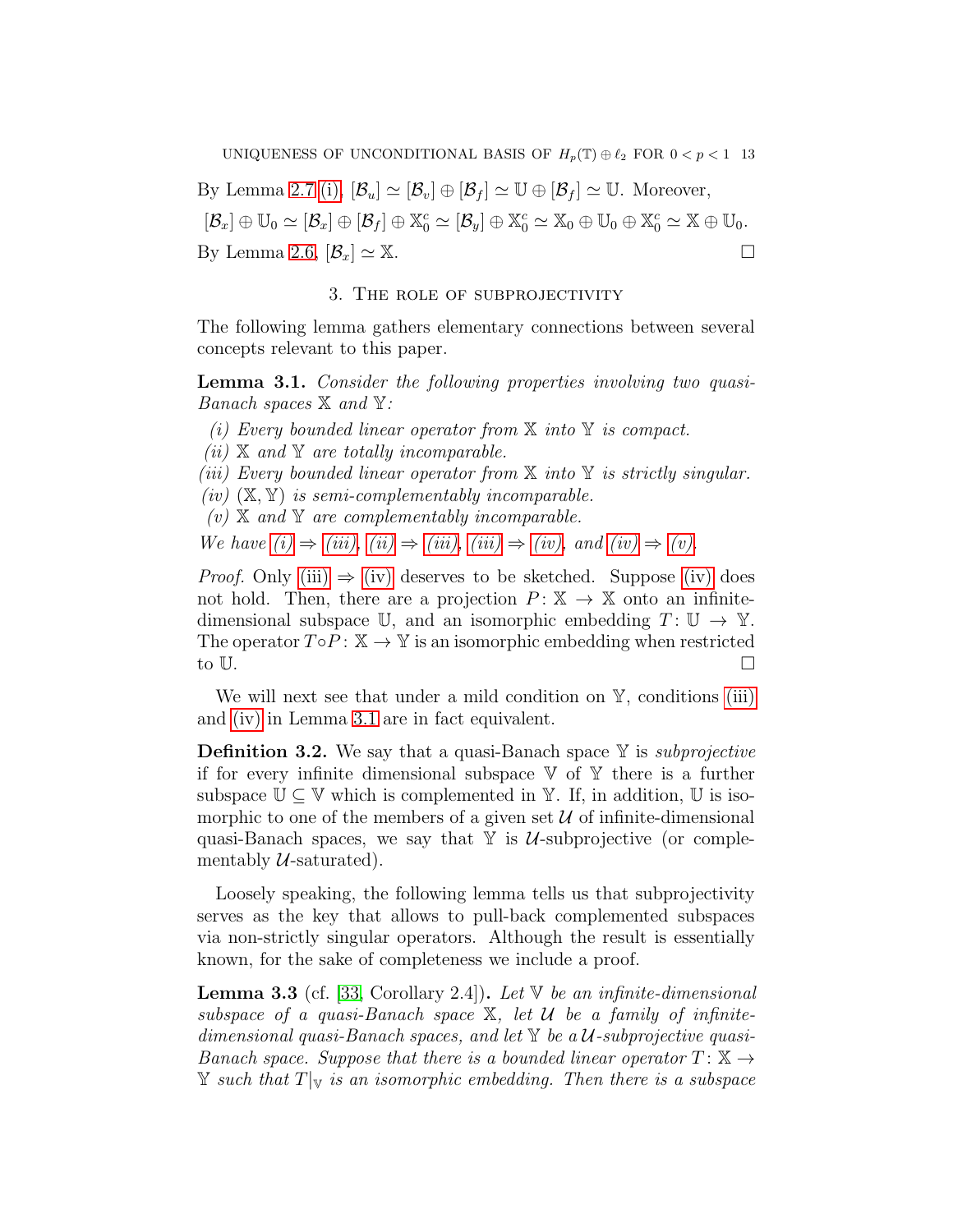By Lemma 2.7 (i), $[\mathcal{B}_u] \simeq [\mathcal{B}_v] \oplus [\mathcal{B}_f] \simeq \mathbb{U} \oplus [\mathcal{B}_f] \simeq \mathbb{U}$. Moreover,

$$[\mathcal{B}_x] \oplus \mathbb{U}_0 \simeq [\mathcal{B}_x] \oplus [\mathcal{B}_f] \oplus \mathbb{X}_0^c \simeq [\mathcal{B}_y] \oplus \mathbb{X}_0^c \simeq \mathbb{X}_0 \oplus \mathbb{U}_0 \oplus \mathbb{X}_0^c \simeq \mathbb{X} \oplus \mathbb{U}_0.$$

By Lemma 2.6, $[\mathcal{B}_x] \simeq \mathbb{X}$. □

## 3. The role of subprojectivity

The following lemma gathers elementary connections between several concepts relevant to this paper.

**Lemma 3.1.** *Consider the following properties involving two quasi-Banach spaces $\mathbb{X}$ and $\mathbb{Y}$:*

*(i) Every bounded linear operator from $\mathbb{X}$ into $\mathbb{Y}$ is compact.*
*(ii) $\mathbb{X}$ and $\mathbb{Y}$ are totally incomparable.*
*(iii) Every bounded linear operator from $\mathbb{X}$ into $\mathbb{Y}$ is strictly singular.*
*(iv) $(\mathbb{X}, \mathbb{Y})$ is semi-complementably incomparable.*
*(v) $\mathbb{X}$ and $\mathbb{Y}$ are complementably incomparable.*

*We have (i) $\Rightarrow$ (iii), (ii) $\Rightarrow$ (iii), (iii) $\Rightarrow$ (iv), and (iv) $\Rightarrow$ (v).*

*Proof.* Only (iii) $\Rightarrow$ (iv) deserves to be sketched. Suppose (iv) does not hold. Then, there are a projection $P \colon \mathbb{X} \to \mathbb{X}$ onto an infinite-dimensional subspace $\mathbb{U}$, and an isomorphic embedding $T \colon \mathbb{U} \to \mathbb{Y}$. The operator $T \circ P \colon \mathbb{X} \to \mathbb{Y}$ is an isomorphic embedding when restricted to $\mathbb{U}$. □

We will next see that under a mild condition on $\mathbb{Y}$, conditions (iii) and (iv) in Lemma 3.1 are in fact equivalent.

**Definition 3.2.** We say that a quasi-Banach space $\mathbb{Y}$ is *subprojective* if for every infinite dimensional subspace $\mathbb{V}$ of $\mathbb{Y}$ there is a further subspace $\mathbb{U} \subseteq \mathbb{V}$ which is complemented in $\mathbb{Y}$. If, in addition, $\mathbb{U}$ is isomorphic to one of the members of a given set $\mathcal{U}$ of infinite-dimensional quasi-Banach spaces, we say that $\mathbb{Y}$ is $\mathcal{U}$-subprojective (or complementably $\mathcal{U}$-saturated).

Loosely speaking, the following lemma tells us that subprojectivity serves as the key that allows to pull-back complemented subspaces via non-strictly singular operators. Although the result is essentially known, for the sake of completeness we include a proof.

**Lemma 3.3** (cf. [33, Corollary 2.4])**.** *Let $\mathbb{V}$ be an infinite-dimensional subspace of a quasi-Banach space $\mathbb{X}$, let $\mathcal{U}$ be a family of infinite-dimensional quasi-Banach spaces, and let $\mathbb{Y}$ be a $\mathcal{U}$-subprojective quasi-Banach space. Suppose that there is a bounded linear operator $T \colon \mathbb{X} \to \mathbb{Y}$ such that $T|_{\mathbb{V}}$ is an isomorphic embedding. Then there is a subspace*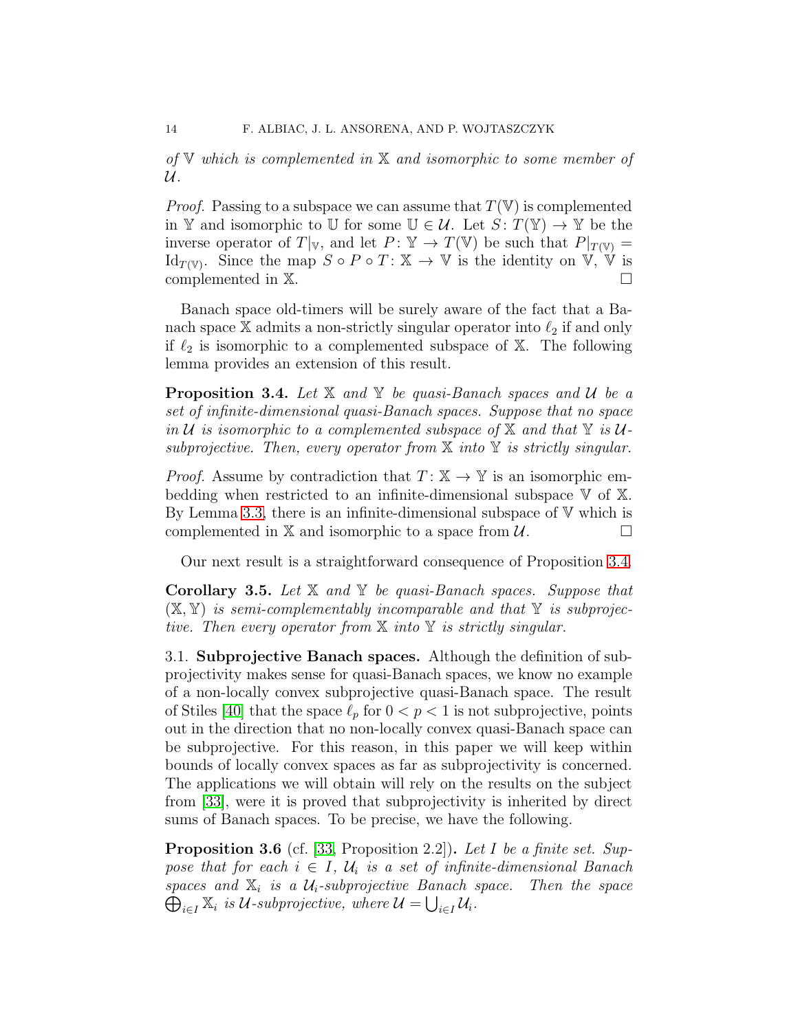*of $\mathbb{V}$ which is complemented in $\mathbb{X}$ and isomorphic to some member of $\mathcal{U}$.*

*Proof.* Passing to a subspace we can assume that $T(\mathbb{V})$ is complemented in $\mathbb{Y}$ and isomorphic to $\mathbb{U}$ for some $\mathbb{U} \in \mathcal{U}$. Let $S\colon T(\mathbb{Y}) \to \mathbb{Y}$ be the inverse operator of $T|_{\mathbb{V}}$, and let $P\colon \mathbb{Y} \to T(\mathbb{V})$ be such that $P|_{T(\mathbb{V})} = \mathrm{Id}_{T(\mathbb{V})}$. Since the map $S \circ P \circ T\colon \mathbb{X} \to \mathbb{V}$ is the identity on $\mathbb{V}$, $\mathbb{V}$ is complemented in $\mathbb{X}$. □

Banach space old-timers will be surely aware of the fact that a Banach space $\mathbb{X}$ admits a non-strictly singular operator into $\ell_2$ if and only if $\ell_2$ is isomorphic to a complemented subspace of $\mathbb{X}$. The following lemma provides an extension of this result.

**Proposition 3.4.** *Let $\mathbb{X}$ and $\mathbb{Y}$ be quasi-Banach spaces and $\mathcal{U}$ be a set of infinite-dimensional quasi-Banach spaces. Suppose that no space in $\mathcal{U}$ is isomorphic to a complemented subspace of $\mathbb{X}$ and that $\mathbb{Y}$ is $\mathcal{U}$-subprojective. Then, every operator from $\mathbb{X}$ into $\mathbb{Y}$ is strictly singular.*

*Proof.* Assume by contradiction that $T\colon \mathbb{X} \to \mathbb{Y}$ is an isomorphic embedding when restricted to an infinite-dimensional subspace $\mathbb{V}$ of $\mathbb{X}$. By Lemma 3.3, there is an infinite-dimensional subspace of $\mathbb{V}$ which is complemented in $\mathbb{X}$ and isomorphic to a space from $\mathcal{U}$. □

Our next result is a straightforward consequence of Proposition 3.4.

**Corollary 3.5.** *Let $\mathbb{X}$ and $\mathbb{Y}$ be quasi-Banach spaces. Suppose that $(\mathbb{X}, \mathbb{Y})$ is semi-complementably incomparable and that $\mathbb{Y}$ is subprojective. Then every operator from $\mathbb{X}$ into $\mathbb{Y}$ is strictly singular.*

## 3.1. Subprojective Banach spaces.

Although the definition of subprojectivity makes sense for quasi-Banach spaces, we know no example of a non-locally convex subprojective quasi-Banach space. The result of Stiles [40] that the space $\ell_p$ for $0 < p < 1$ is not subprojective, points out in the direction that no non-locally convex quasi-Banach space can be subprojective. For this reason, in this paper we will keep within bounds of locally convex spaces as far as subprojectivity is concerned. The applications we will obtain will rely on the results on the subject from [33], were it is proved that subprojectivity is inherited by direct sums of Banach spaces. To be precise, we have the following.

**Proposition 3.6** (cf. [33, Proposition 2.2])**.** *Let $I$ be a finite set. Suppose that for each $i \in I$, $\mathcal{U}_i$ is a set of infinite-dimensional Banach spaces and $\mathbb{X}_i$ is a $\mathcal{U}_i$-subprojective Banach space. Then the space $\bigoplus_{i\in I} \mathbb{X}_i$ is $\mathcal{U}$-subprojective, where $\mathcal{U} = \bigcup_{i\in I} \mathcal{U}_i$.*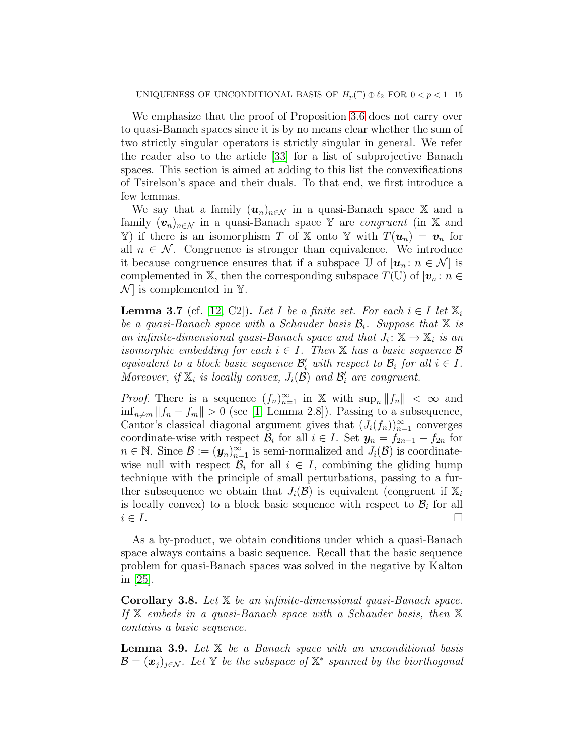We emphasize that the proof of Proposition 3.6 does not carry over to quasi-Banach spaces since it is by no means clear whether the sum of two strictly singular operators is strictly singular in general. We refer the reader also to the article [33] for a list of subprojective Banach spaces. This section is aimed at adding to this list the convexifications of Tsirelson's space and their duals. To that end, we first introduce a few lemmas.

We say that a family $(\boldsymbol{u}_n)_{n\in\mathcal{N}}$ in a quasi-Banach space $\mathbb{X}$ and a family $(\boldsymbol{v}_n)_{n\in\mathcal{N}}$ in a quasi-Banach space $\mathbb{Y}$ are *congruent* (in $\mathbb{X}$ and $\mathbb{Y}$) if there is an isomorphism $T$ of $\mathbb{X}$ onto $\mathbb{Y}$ with $T(\boldsymbol{u}_n) = \boldsymbol{v}_n$ for all $n \in \mathcal{N}$. Congruence is stronger than equivalence. We introduce it because congruence ensures that if a subspace $\mathbb{U}$ of $[\boldsymbol{u}_n : n \in \mathcal{N}]$ is complemented in $\mathbb{X}$, then the corresponding subspace $T(\mathbb{U})$ of $[\boldsymbol{v}_n : n \in \mathcal{N}]$ is complemented in $\mathbb{Y}$.

**Lemma 3.7** (cf. [12, C2])**.** *Let $I$ be a finite set. For each $i \in I$ let $\mathbb{X}_i$ be a quasi-Banach space with a Schauder basis $\mathcal{B}_i$. Suppose that $\mathbb{X}$ is an infinite-dimensional quasi-Banach space and that $J_i \colon \mathbb{X} \to \mathbb{X}_i$ is an isomorphic embedding for each $i \in I$. Then $\mathbb{X}$ has a basic sequence $\mathcal{B}$ equivalent to a block basic sequence $\mathcal{B}_i'$ with respect to $\mathcal{B}_i$ for all $i \in I$. Moreover, if $\mathbb{X}_i$ is locally convex, $J_i(\mathcal{B})$ and $\mathcal{B}_i'$ are congruent.*

*Proof.* There is a sequence $(f_n)_{n=1}^\infty$ in $\mathbb{X}$ with $\sup_n \|f_n\| < \infty$ and $\inf_{n\neq m} \|f_n - f_m\| > 0$ (see [1, Lemma 2.8]). Passing to a subsequence, Cantor's classical diagonal argument gives that $(J_i(f_n))_{n=1}^\infty$ converges coordinate-wise with respect $\mathcal{B}_i$ for all $i \in I$. Set $\boldsymbol{y}_n = f_{2n-1} - f_{2n}$ for $n \in \mathbb{N}$. Since $\mathcal{B} := (\boldsymbol{y}_n)_{n=1}^\infty$ is semi-normalized and $J_i(\mathcal{B})$ is coordinate-wise null with respect $\mathcal{B}_i$ for all $i \in I$, combining the gliding hump technique with the principle of small perturbations, passing to a further subsequence we obtain that $J_i(\mathcal{B})$ is equivalent (congruent if $\mathbb{X}_i$ is locally convex) to a block basic sequence with respect to $\mathcal{B}_i$ for all $i \in I$. □

As a by-product, we obtain conditions under which a quasi-Banach space always contains a basic sequence. Recall that the basic sequence problem for quasi-Banach spaces was solved in the negative by Kalton in [25].

**Corollary 3.8.** *Let $\mathbb{X}$ be an infinite-dimensional quasi-Banach space. If $\mathbb{X}$ embeds in a quasi-Banach space with a Schauder basis, then $\mathbb{X}$ contains a basic sequence.*

**Lemma 3.9.** *Let $\mathbb{X}$ be a Banach space with an unconditional basis $\mathcal{B} = (\boldsymbol{x}_j)_{j\in\mathcal{N}}$. Let $\mathbb{Y}$ be the subspace of $\mathbb{X}^*$ spanned by the biorthogonal*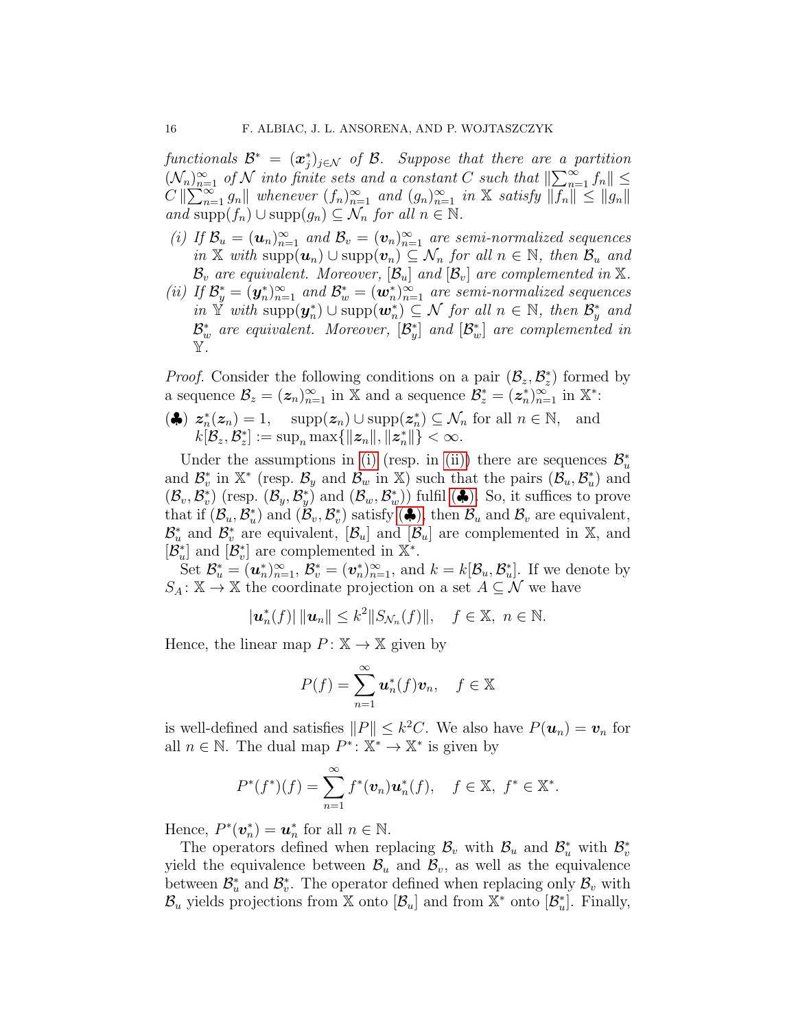*functionals $\mathcal{B}^* = (\boldsymbol{x}_j^*)_{j\in\mathcal{N}}$ of $\mathcal{B}$. Suppose that there are a partition $(\mathcal{N}_n)_{n=1}^\infty$ of $\mathcal{N}$ into finite sets and a constant $C$ such that $\|\sum_{n=1}^\infty f_n\| \le C\,\|\sum_{n=1}^\infty g_n\|$ whenever $(f_n)_{n=1}^\infty$ and $(g_n)_{n=1}^\infty$ in $\mathbb{X}$ satisfy $\|f_n\| \le \|g_n\|$ and $\operatorname{supp}(f_n) \cup \operatorname{supp}(g_n) \subseteq \mathcal{N}_n$ for all $n \in \mathbb{N}$.*

*(i) If $\mathcal{B}_u = (\boldsymbol{u}_n)_{n=1}^\infty$ and $\mathcal{B}_v = (\boldsymbol{v}_n)_{n=1}^\infty$ are semi-normalized sequences in $\mathbb{X}$ with $\operatorname{supp}(\boldsymbol{u}_n) \cup \operatorname{supp}(\boldsymbol{v}_n) \subseteq \mathcal{N}_n$ for all $n \in \mathbb{N}$, then $\mathcal{B}_u$ and $\mathcal{B}_v$ are equivalent. Moreover, $[\mathcal{B}_u]$ and $[\mathcal{B}_v]$ are complemented in $\mathbb{X}$.*

*(ii) If $\mathcal{B}_y^* = (\boldsymbol{y}_n^*)_{n=1}^\infty$ and $\mathcal{B}_w^* = (\boldsymbol{w}_n^*)_{n=1}^\infty$ are semi-normalized sequences in $\mathbb{Y}$ with $\operatorname{supp}(\boldsymbol{y}_n^*) \cup \operatorname{supp}(\boldsymbol{w}_n^*) \subseteq \mathcal{N}$ for all $n \in \mathbb{N}$, then $\mathcal{B}_y^*$ and $\mathcal{B}_w^*$ are equivalent. Moreover, $[\mathcal{B}_y^*]$ and $[\mathcal{B}_w^*]$ are complemented in $\mathbb{Y}$.*

*Proof.* Consider the following conditions on a pair $(\mathcal{B}_z, \mathcal{B}_z^*)$ formed by a sequence $\mathcal{B}_z = (\boldsymbol{z}_n)_{n=1}^\infty$ in $\mathbb{X}$ and a sequence $\mathcal{B}_z^* = (\boldsymbol{z}_n^*)_{n=1}^\infty$ in $\mathbb{X}^*$:

(♣) $\boldsymbol{z}_n^*(\boldsymbol{z}_n) = 1, \quad \operatorname{supp}(\boldsymbol{z}_n) \cup \operatorname{supp}(\boldsymbol{z}_n^*) \subseteq \mathcal{N}_n$ for all $n \in \mathbb{N}$, and $k[\mathcal{B}_z, \mathcal{B}_z^*] := \sup_n \max\{\|\boldsymbol{z}_n\|, \|\boldsymbol{z}_n^*\|\} < \infty$.

Under the assumptions in (i) (resp. in (ii)) there are sequences $\mathcal{B}_u^*$ and $\mathcal{B}_v^*$ in $\mathbb{X}^*$ (resp. $\mathcal{B}_y$ and $\mathcal{B}_w$ in $\mathbb{X}$) such that the pairs $(\mathcal{B}_u, \mathcal{B}_u^*)$ and $(\mathcal{B}_v, \mathcal{B}_v^*)$ (resp. $(\mathcal{B}_y, \mathcal{B}_y^*)$ and $(\mathcal{B}_w, \mathcal{B}_w^*)$) fulfil (♣). So, it suffices to prove that if $(\mathcal{B}_u, \mathcal{B}_u^*)$ and $(\mathcal{B}_v, \mathcal{B}_v^*)$ satisfy (♣), then $\mathcal{B}_u$ and $\mathcal{B}_v$ are equivalent, $\mathcal{B}_u^*$ and $\mathcal{B}_v^*$ are equivalent, $[\mathcal{B}_u]$ and $[\mathcal{B}_u]$ are complemented in $\mathbb{X}$, and $[\mathcal{B}_u^*]$ and $[\mathcal{B}_v^*]$ are complemented in $\mathbb{X}^*$.

Set $\mathcal{B}_u^* = (\boldsymbol{u}_n^*)_{n=1}^\infty$, $\mathcal{B}_v^* = (\boldsymbol{v}_n^*)_{n=1}^\infty$, and $k = k[\mathcal{B}_u, \mathcal{B}_u^*]$. If we denote by $S_A \colon \mathbb{X} \to \mathbb{X}$ the coordinate projection on a set $A \subseteq \mathcal{N}$ we have

$$|\boldsymbol{u}_n^*(f)|\,\|\boldsymbol{u}_n\| \le k^2 \|S_{\mathcal{N}_n}(f)\|, \quad f \in \mathbb{X},\ n \in \mathbb{N}.$$

Hence, the linear map $P \colon \mathbb{X} \to \mathbb{X}$ given by

$$P(f) = \sum_{n=1}^\infty \boldsymbol{u}_n^*(f)\boldsymbol{v}_n, \quad f \in \mathbb{X}$$

is well-defined and satisfies $\|P\| \le k^2 C$. We also have $P(\boldsymbol{u}_n) = \boldsymbol{v}_n$ for all $n \in \mathbb{N}$. The dual map $P^* \colon \mathbb{X}^* \to \mathbb{X}^*$ is given by

$$P^*(f^*)(f) = \sum_{n=1}^\infty f^*(\boldsymbol{v}_n)\boldsymbol{u}_n^*(f), \quad f \in \mathbb{X},\ f^* \in \mathbb{X}^*.$$

Hence, $P^*(\boldsymbol{v}_n^*) = \boldsymbol{u}_n^*$ for all $n \in \mathbb{N}$.

The operators defined when replacing $\mathcal{B}_v$ with $\mathcal{B}_u$ and $\mathcal{B}_u^*$ with $\mathcal{B}_v^*$ yield the equivalence between $\mathcal{B}_u$ and $\mathcal{B}_v$, as well as the equivalence between $\mathcal{B}_u^*$ and $\mathcal{B}_v^*$. The operator defined when replacing only $\mathcal{B}_v$ with $\mathcal{B}_u$ yields projections from $\mathbb{X}$ onto $[\mathcal{B}_u]$ and from $\mathbb{X}^*$ onto $[\mathcal{B}_u^*]$. Finally,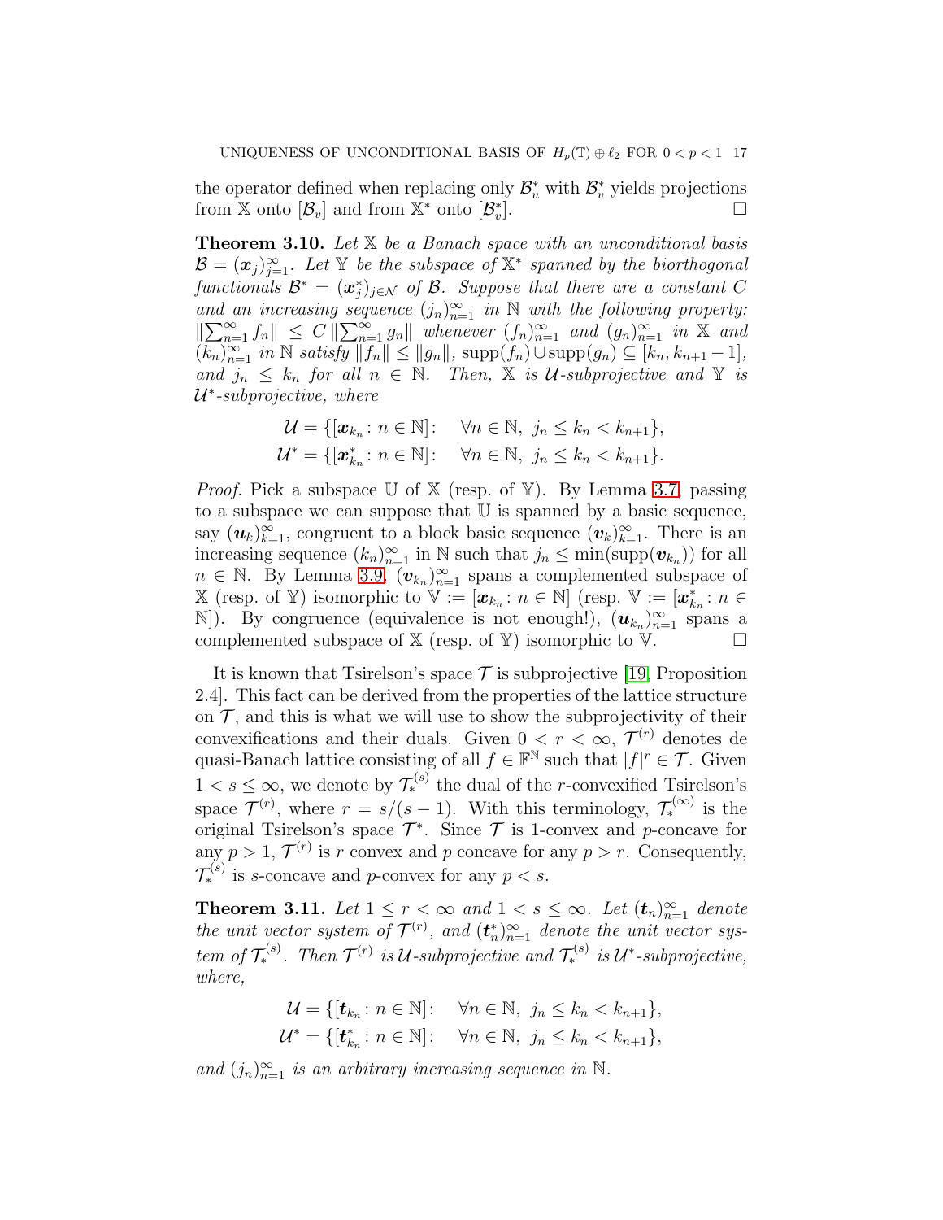the operator defined when replacing only $\mathcal{B}_u^*$ with $\mathcal{B}_v^*$ yields projections from $\mathbb{X}$ onto $[\mathcal{B}_v]$ and from $\mathbb{X}^*$ onto $[\mathcal{B}_v^*]$. $\square$

**Theorem 3.10.** *Let $\mathbb{X}$ be a Banach space with an unconditional basis $\mathcal{B} = (\boldsymbol{x}_j)_{j=1}^\infty$. Let $\mathbb{Y}$ be the subspace of $\mathbb{X}^*$ spanned by the biorthogonal functionals $\mathcal{B}^* = (\boldsymbol{x}_j^*)_{j\in\mathcal{N}}$ of $\mathcal{B}$. Suppose that there are a constant $C$ and an increasing sequence $(j_n)_{n=1}^\infty$ in $\mathbb{N}$ with the following property: $\|\sum_{n=1}^\infty f_n\| \le C\,\|\sum_{n=1}^\infty g_n\|$ whenever $(f_n)_{n=1}^\infty$ and $(g_n)_{n=1}^\infty$ in $\mathbb{X}$ and $(k_n)_{n=1}^\infty$ in $\mathbb{N}$ satisfy $\|f_n\| \le \|g_n\|$, $\operatorname{supp}(f_n)\cup\operatorname{supp}(g_n) \subseteq [k_n, k_{n+1}-1]$, and $j_n \le k_n$ for all $n \in \mathbb{N}$. Then, $\mathbb{X}$ is $\mathcal{U}$-subprojective and $\mathbb{Y}$ is $\mathcal{U}^*$-subprojective, where*

$$\mathcal{U} = \{[\boldsymbol{x}_{k_n} : n \in \mathbb{N}] : \quad \forall n \in \mathbb{N},\ j_n \le k_n < k_{n+1}\},$$
$$\mathcal{U}^* = \{[\boldsymbol{x}_{k_n}^* : n \in \mathbb{N}] : \quad \forall n \in \mathbb{N},\ j_n \le k_n < k_{n+1}\}.$$

*Proof.* Pick a subspace $\mathbb{U}$ of $\mathbb{X}$ (resp. of $\mathbb{Y}$). By Lemma 3.7, passing to a subspace we can suppose that $\mathbb{U}$ is spanned by a basic sequence, say $(\boldsymbol{u}_k)_{k=1}^\infty$, congruent to a block basic sequence $(\boldsymbol{v}_k)_{k=1}^\infty$. There is an increasing sequence $(k_n)_{n=1}^\infty$ in $\mathbb{N}$ such that $j_n \le \min(\operatorname{supp}(\boldsymbol{v}_{k_n}))$ for all $n \in \mathbb{N}$. By Lemma 3.9, $(\boldsymbol{v}_{k_n})_{n=1}^\infty$ spans a complemented subspace of $\mathbb{X}$ (resp. of $\mathbb{Y}$) isomorphic to $\mathbb{V} := [\boldsymbol{x}_{k_n} : n \in \mathbb{N}]$ (resp. $\mathbb{V} := [\boldsymbol{x}_{k_n}^* : n \in \mathbb{N}]$). By congruence (equivalence is not enough!), $(\boldsymbol{u}_{k_n})_{n=1}^\infty$ spans a complemented subspace of $\mathbb{X}$ (resp. of $\mathbb{Y}$) isomorphic to $\mathbb{V}$. $\square$

It is known that Tsirelson's space $\mathcal{T}$ is subprojective [19, Proposition 2.4]. This fact can be derived from the properties of the lattice structure on $\mathcal{T}$, and this is what we will use to show the subprojectivity of their convexifications and their duals. Given $0 < r < \infty$, $\mathcal{T}^{(r)}$ denotes de quasi-Banach lattice consisting of all $f \in \mathbb{F}^{\mathbb{N}}$ such that $|f|^r \in \mathcal{T}$. Given $1 < s \le \infty$, we denote by $\mathcal{T}_*^{(s)}$ the dual of the $r$-convexified Tsirelson's space $\mathcal{T}^{(r)}$, where $r = s/(s-1)$. With this terminology, $\mathcal{T}_*^{(\infty)}$ is the original Tsirelson's space $\mathcal{T}^*$. Since $\mathcal{T}$ is 1-convex and $p$-concave for any $p > 1$, $\mathcal{T}^{(r)}$ is $r$ convex and $p$ concave for any $p > r$. Consequently, $\mathcal{T}_*^{(s)}$ is $s$-concave and $p$-convex for any $p < s$.

**Theorem 3.11.** *Let $1 \le r < \infty$ and $1 < s \le \infty$. Let $(\boldsymbol{t}_n)_{n=1}^\infty$ denote the unit vector system of $\mathcal{T}^{(r)}$, and $(\boldsymbol{t}_n^*)_{n=1}^\infty$ denote the unit vector system of $\mathcal{T}_*^{(s)}$. Then $\mathcal{T}^{(r)}$ is $\mathcal{U}$-subprojective and $\mathcal{T}_*^{(s)}$ is $\mathcal{U}^*$-subprojective, where,*

$$\mathcal{U} = \{[\boldsymbol{t}_{k_n} : n \in \mathbb{N}] : \quad \forall n \in \mathbb{N},\ j_n \le k_n < k_{n+1}\},$$
$$\mathcal{U}^* = \{[\boldsymbol{t}_{k_n}^* : n \in \mathbb{N}] : \quad \forall n \in \mathbb{N},\ j_n \le k_n < k_{n+1}\},$$

*and $(j_n)_{n=1}^\infty$ is an arbitrary increasing sequence in $\mathbb{N}$.*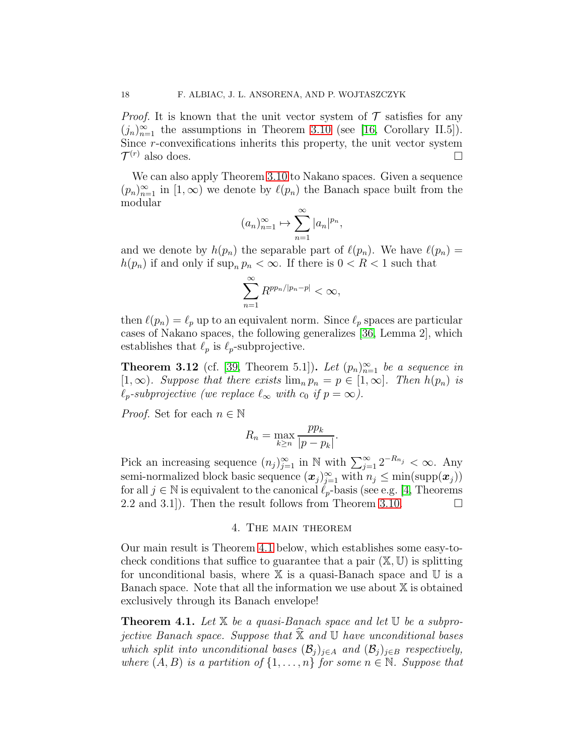*Proof.* It is known that the unit vector system of $\mathcal{T}$ satisfies for any $(j_n)_{n=1}^\infty$ the assumptions in Theorem 3.10 (see [16, Corollary II.5]). Since $r$-convexifications inherits this property, the unit vector system $\mathcal{T}^{(r)}$ also does. $\square$

We can also apply Theorem 3.10 to Nakano spaces. Given a sequence $(p_n)_{n=1}^\infty$ in $[1,\infty)$ we denote by $\ell(p_n)$ the Banach space built from the modular

$$(a_n)_{n=1}^\infty \mapsto \sum_{n=1}^\infty |a_n|^{p_n},$$

and we denote by $h(p_n)$ the separable part of $\ell(p_n)$. We have $\ell(p_n) = h(p_n)$ if and only if $\sup_n p_n < \infty$. If there is $0 < R < 1$ such that

$$\sum_{n=1}^\infty R^{pp_n/|p_n - p|} < \infty,$$

then $\ell(p_n) = \ell_p$ up to an equivalent norm. Since $\ell_p$ spaces are particular cases of Nakano spaces, the following generalizes [36, Lemma 2], which establishes that $\ell_p$ is $\ell_p$-subprojective.

**Theorem 3.12** (cf. [39, Theorem 5.1]). *Let $(p_n)_{n=1}^\infty$ be a sequence in $[1,\infty)$. Suppose that there exists $\lim_n p_n = p \in [1,\infty]$. Then $h(p_n)$ is $\ell_p$-subprojective (we replace $\ell_\infty$ with $c_0$ if $p=\infty$).*

*Proof.* Set for each $n\in\mathbb{N}$

$$R_n = \max_{k\ge n} \frac{pp_k}{|p-p_k|}.$$

Pick an increasing sequence $(n_j)_{j=1}^\infty$ in $\mathbb{N}$ with $\sum_{j=1}^\infty 2^{-R_{n_j}} < \infty$. Any semi-normalized block basic sequence $(\boldsymbol{x}_j)_{j=1}^\infty$ with $n_j \le \min(\operatorname{supp}(\boldsymbol{x}_j))$ for all $j\in\mathbb{N}$ is equivalent to the canonical $\ell_p$-basis (see e.g. [4, Theorems 2.2 and 3.1]). Then the result follows from Theorem 3.10. $\square$

## 4. The main theorem

Our main result is Theorem 4.1 below, which establishes some easy-to-check conditions that suffice to guarantee that a pair $(\mathbb{X},\mathbb{U})$ is splitting for unconditional basis, where $\mathbb{X}$ is a quasi-Banach space and $\mathbb{U}$ is a Banach space. Note that all the information we use about $\mathbb{X}$ is obtained exclusively through its Banach envelope!

**Theorem 4.1.** *Let $\mathbb{X}$ be a quasi-Banach space and let $\mathbb{U}$ be a subprojective Banach space. Suppose that $\widehat{\mathbb{X}}$ and $\mathbb{U}$ have unconditional bases which split into unconditional bases $(\mathcal{B}_j)_{j\in A}$ and $(\mathcal{B}_j)_{j\in B}$ respectively, where $(A,B)$ is a partition of $\{1,\dots,n\}$ for some $n\in\mathbb{N}$. Suppose that*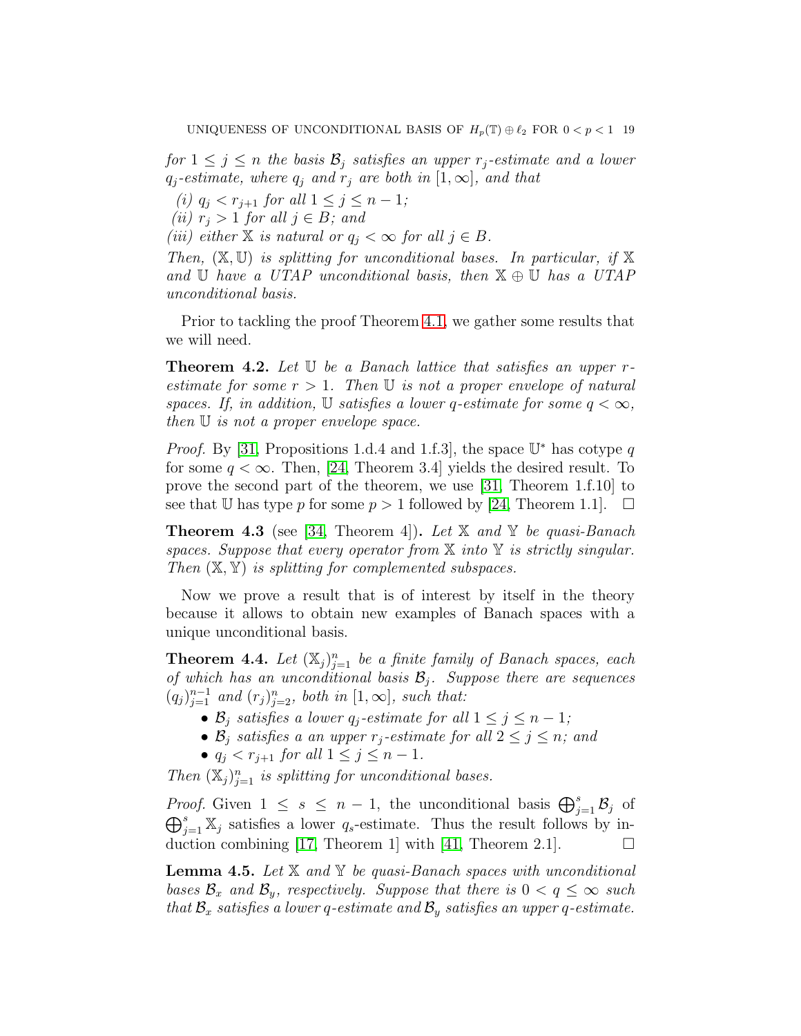*for $1 \leq j \leq n$ the basis $\mathcal{B}_j$ satisfies an upper $r_j$-estimate and a lower $q_j$-estimate, where $q_j$ and $r_j$ are both in $[1, \infty]$, and that*

*(i) $q_j < r_{j+1}$ for all $1 \leq j \leq n-1$;*
*(ii) $r_j > 1$ for all $j \in B$; and*
*(iii) either $\mathbb{X}$ is natural or $q_j < \infty$ for all $j \in B$.*

*Then, $(\mathbb{X}, \mathbb{U})$ is splitting for unconditional bases. In particular, if $\mathbb{X}$ and $\mathbb{U}$ have a UTAP unconditional basis, then $\mathbb{X} \oplus \mathbb{U}$ has a UTAP unconditional basis.*

Prior to tackling the proof Theorem 4.1, we gather some results that we will need.

**Theorem 4.2.** *Let $\mathbb{U}$ be a Banach lattice that satisfies an upper $r$-estimate for some $r > 1$. Then $\mathbb{U}$ is not a proper envelope of natural spaces. If, in addition, $\mathbb{U}$ satisfies a lower $q$-estimate for some $q < \infty$, then $\mathbb{U}$ is not a proper envelope space.*

*Proof.* By [31, Propositions 1.d.4 and 1.f.3], the space $\mathbb{U}^*$ has cotype $q$ for some $q < \infty$. Then, [24, Theorem 3.4] yields the desired result. To prove the second part of the theorem, we use [31, Theorem 1.f.10] to see that $\mathbb{U}$ has type $p$ for some $p > 1$ followed by [24, Theorem 1.1]. $\square$

**Theorem 4.3** (see [34, Theorem 4])**.** *Let $\mathbb{X}$ and $\mathbb{Y}$ be quasi-Banach spaces. Suppose that every operator from $\mathbb{X}$ into $\mathbb{Y}$ is strictly singular. Then $(\mathbb{X}, \mathbb{Y})$ is splitting for complemented subspaces.*

Now we prove a result that is of interest by itself in the theory because it allows to obtain new examples of Banach spaces with a unique unconditional basis.

**Theorem 4.4.** *Let $(\mathbb{X}_j)_{j=1}^n$ be a finite family of Banach spaces, each of which has an unconditional basis $\mathcal{B}_j$. Suppose there are sequences $(q_j)_{j=1}^{n-1}$ and $(r_j)_{j=2}^n$, both in $[1, \infty]$, such that:*

- *$\mathcal{B}_j$ satisfies a lower $q_j$-estimate for all $1 \leq j \leq n-1$;*
- *$\mathcal{B}_j$ satisfies a an upper $r_j$-estimate for all $2 \leq j \leq n$; and*
- *$q_j < r_{j+1}$ for all $1 \leq j \leq n-1$.*

*Then $(\mathbb{X}_j)_{j=1}^n$ is splitting for unconditional bases.*

*Proof.* Given $1 \leq s \leq n-1$, the unconditional basis $\bigoplus_{j=1}^s \mathcal{B}_j$ of $\bigoplus_{j=1}^s \mathbb{X}_j$ satisfies a lower $q_s$-estimate. Thus the result follows by induction combining [17, Theorem 1] with [41, Theorem 2.1]. $\square$

**Lemma 4.5.** *Let $\mathbb{X}$ and $\mathbb{Y}$ be quasi-Banach spaces with unconditional bases $\mathcal{B}_x$ and $\mathcal{B}_y$, respectively. Suppose that there is $0 < q \leq \infty$ such that $\mathcal{B}_x$ satisfies a lower $q$-estimate and $\mathcal{B}_y$ satisfies an upper $q$-estimate.*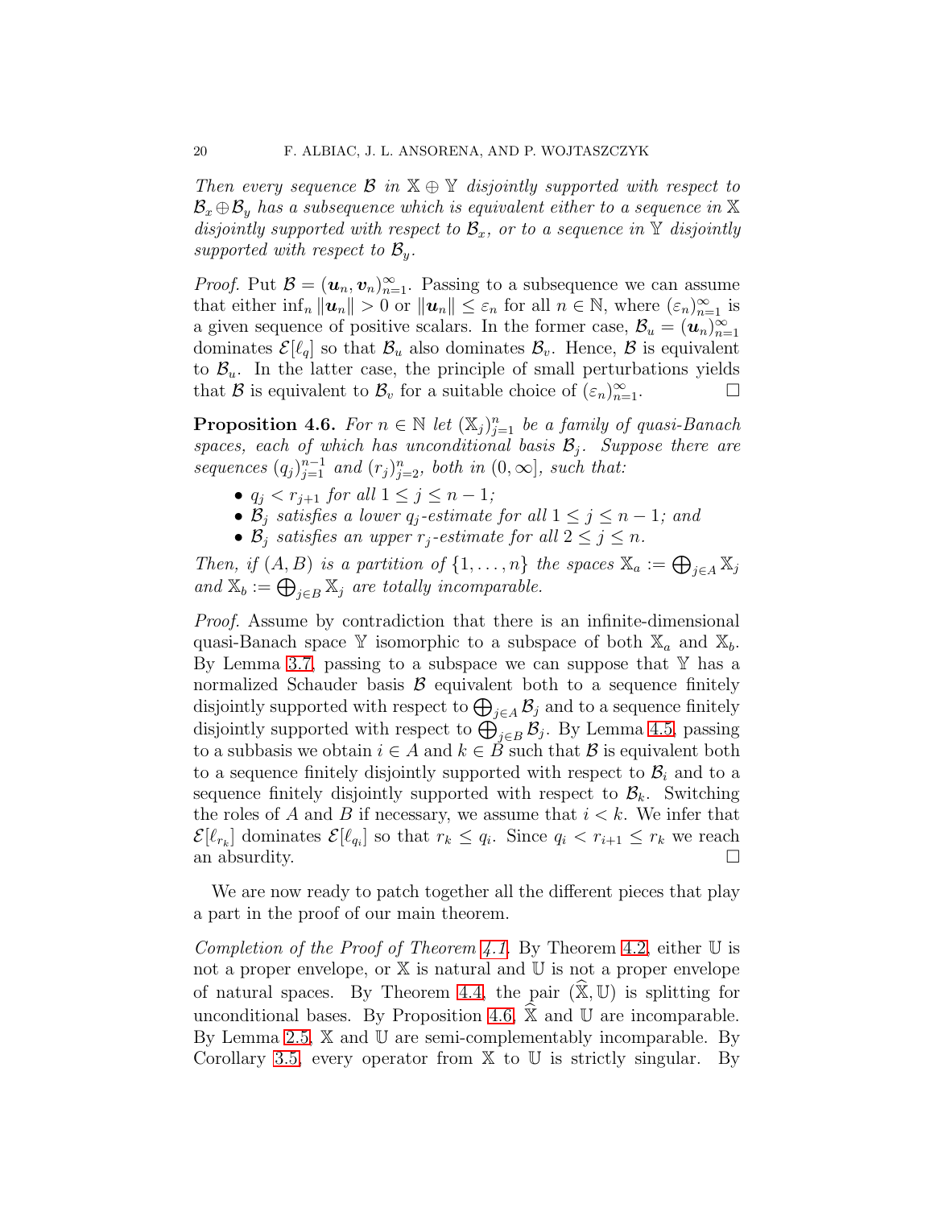*Then every sequence $\mathcal{B}$ in $\mathbb{X} \oplus \mathbb{Y}$ disjointly supported with respect to $\mathcal{B}_x \oplus \mathcal{B}_y$ has a subsequence which is equivalent either to a sequence in $\mathbb{X}$ disjointly supported with respect to $\mathcal{B}_x$, or to a sequence in $\mathbb{Y}$ disjointly supported with respect to $\mathcal{B}_y$.*

*Proof.* Put $\mathcal{B} = (\boldsymbol{u}_n, \boldsymbol{v}_n)_{n=1}^\infty$. Passing to a subsequence we can assume that either $\inf_n \|\boldsymbol{u}_n\| > 0$ or $\|\boldsymbol{u}_n\| \le \varepsilon_n$ for all $n \in \mathbb{N}$, where $(\varepsilon_n)_{n=1}^\infty$ is a given sequence of positive scalars. In the former case, $\mathcal{B}_u = (\boldsymbol{u}_n)_{n=1}^\infty$ dominates $\mathcal{E}[\ell_q]$ so that $\mathcal{B}_u$ also dominates $\mathcal{B}_v$. Hence, $\mathcal{B}$ is equivalent to $\mathcal{B}_u$. In the latter case, the principle of small perturbations yields that $\mathcal{B}$ is equivalent to $\mathcal{B}_v$ for a suitable choice of $(\varepsilon_n)_{n=1}^\infty$. □

**Proposition 4.6.** *For $n \in \mathbb{N}$ let $(\mathbb{X}_j)_{j=1}^n$ be a family of quasi-Banach spaces, each of which has unconditional basis $\mathcal{B}_j$. Suppose there are sequences $(q_j)_{j=1}^{n-1}$ and $(r_j)_{j=2}^n$, both in $(0, \infty]$, such that:*

- *$q_j < r_{j+1}$ for all $1 \le j \le n-1$;*
- *$\mathcal{B}_j$ satisfies a lower $q_j$-estimate for all $1 \le j \le n-1$; and*
- *$\mathcal{B}_j$ satisfies an upper $r_j$-estimate for all $2 \le j \le n$.*

*Then, if $(A, B)$ is a partition of $\{1, \dots, n\}$ the spaces $\mathbb{X}_a := \bigoplus_{j \in A} \mathbb{X}_j$ and $\mathbb{X}_b := \bigoplus_{j \in B} \mathbb{X}_j$ are totally incomparable.*

*Proof.* Assume by contradiction that there is an infinite-dimensional quasi-Banach space $\mathbb{Y}$ isomorphic to a subspace of both $\mathbb{X}_a$ and $\mathbb{X}_b$. By Lemma 3.7, passing to a subspace we can suppose that $\mathbb{Y}$ has a normalized Schauder basis $\mathcal{B}$ equivalent both to a sequence finitely disjointly supported with respect to $\bigoplus_{j \in A} \mathcal{B}_j$ and to a sequence finitely disjointly supported with respect to $\bigoplus_{j \in B} \mathcal{B}_j$. By Lemma 4.5, passing to a subbasis we obtain $i \in A$ and $k \in B$ such that $\mathcal{B}$ is equivalent both to a sequence finitely disjointly supported with respect to $\mathcal{B}_i$ and to a sequence finitely disjointly supported with respect to $\mathcal{B}_k$. Switching the roles of $A$ and $B$ if necessary, we assume that $i < k$. We infer that $\mathcal{E}[\ell_{r_k}]$ dominates $\mathcal{E}[\ell_{q_i}]$ so that $r_k \le q_i$. Since $q_i < r_{i+1} \le r_k$ we reach an absurdity. □

We are now ready to patch together all the different pieces that play a part in the proof of our main theorem.

*Completion of the Proof of Theorem 4.1.* By Theorem 4.2, either $\mathbb{U}$ is not a proper envelope, or $\mathbb{X}$ is natural and $\mathbb{U}$ is not a proper envelope of natural spaces. By Theorem 4.4, the pair $(\widehat{\mathbb{X}}, \mathbb{U})$ is splitting for unconditional bases. By Proposition 4.6, $\widehat{\mathbb{X}}$ and $\mathbb{U}$ are incomparable. By Lemma 2.5, $\mathbb{X}$ and $\mathbb{U}$ are semi-complementably incomparable. By Corollary 3.5, every operator from $\mathbb{X}$ to $\mathbb{U}$ is strictly singular. By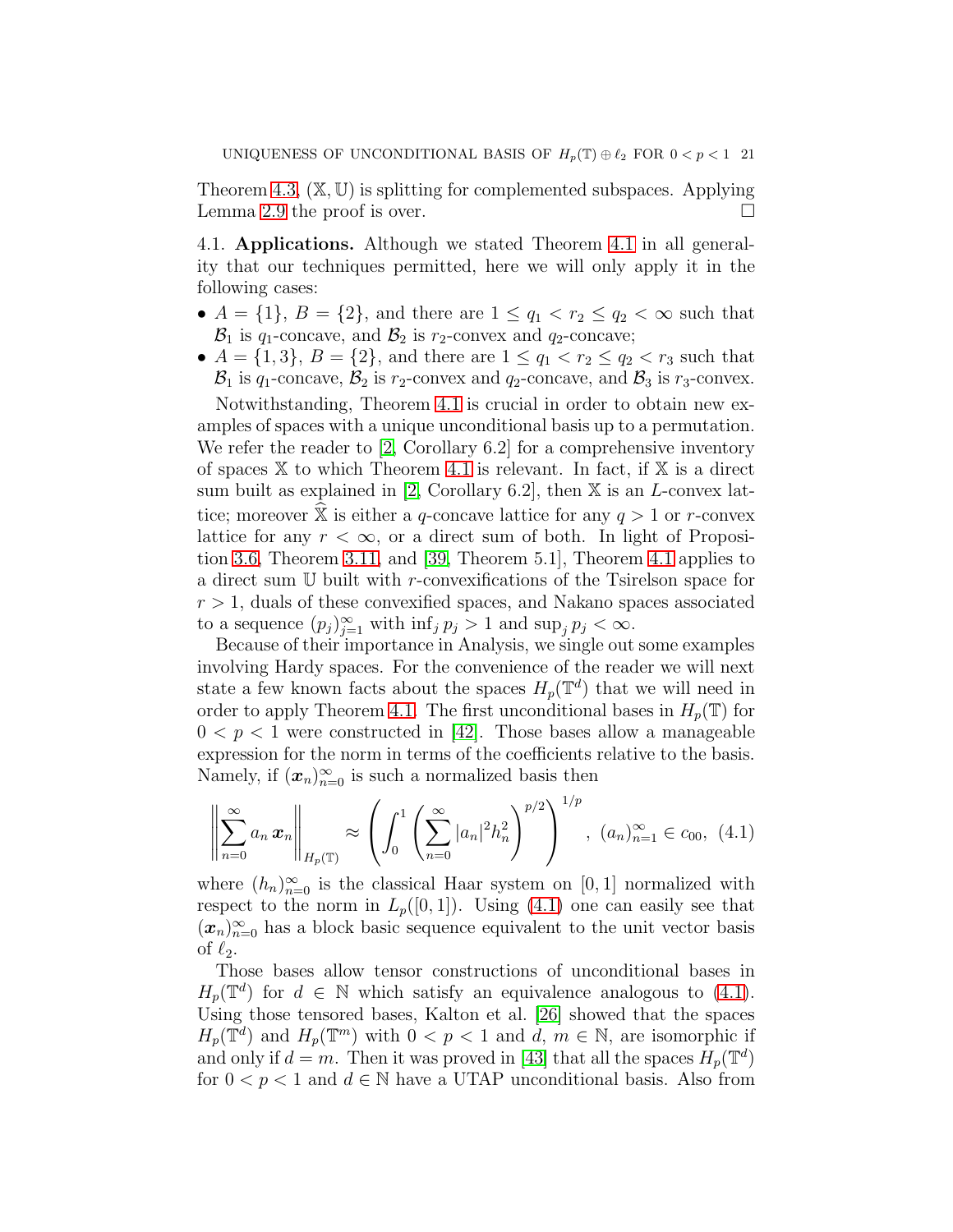Theorem 4.3, $(\mathbb{X}, \mathbb{U})$ is splitting for complemented subspaces. Applying Lemma 2.9 the proof is over. □

4.1. **Applications.** Although we stated Theorem 4.1 in all generality that our techniques permitted, here we will only apply it in the following cases:

- $A = \{1\}$, $B = \{2\}$, and there are $1 \le q_1 < r_2 \le q_2 < \infty$ such that $\mathcal{B}_1$ is $q_1$-concave, and $\mathcal{B}_2$ is $r_2$-convex and $q_2$-concave;
- $A = \{1, 3\}$, $B = \{2\}$, and there are $1 \le q_1 < r_2 \le q_2 < r_3$ such that $\mathcal{B}_1$ is $q_1$-concave, $\mathcal{B}_2$ is $r_2$-convex and $q_2$-concave, and $\mathcal{B}_3$ is $r_3$-convex.

Notwithstanding, Theorem 4.1 is crucial in order to obtain new examples of spaces with a unique unconditional basis up to a permutation. We refer the reader to [2, Corollary 6.2] for a comprehensive inventory of spaces $\mathbb{X}$ to which Theorem 4.1 is relevant. In fact, if $\mathbb{X}$ is a direct sum built as explained in [2, Corollary 6.2], then $\mathbb{X}$ is an $L$-convex lattice; moreover $\widehat{\mathbb{X}}$ is either a $q$-concave lattice for any $q > 1$ or $r$-convex lattice for any $r < \infty$, or a direct sum of both. In light of Proposition 3.6, Theorem 3.11, and [39, Theorem 5.1], Theorem 4.1 applies to a direct sum $\mathbb{U}$ built with $r$-convexifications of the Tsirelson space for $r > 1$, duals of these convexified spaces, and Nakano spaces associated to a sequence $(p_j)_{j=1}^\infty$ with $\inf_j p_j > 1$ and $\sup_j p_j < \infty$.

Because of their importance in Analysis, we single out some examples involving Hardy spaces. For the convenience of the reader we will next state a few known facts about the spaces $H_p(\mathbb{T}^d)$ that we will need in order to apply Theorem 4.1. The first unconditional bases in $H_p(\mathbb{T})$ for $0 < p < 1$ were constructed in [42]. Those bases allow a manageable expression for the norm in terms of the coefficients relative to the basis. Namely, if $(\boldsymbol{x}_n)_{n=0}^\infty$ is such a normalized basis then

$$\left\| \sum_{n=0}^\infty a_n \, \boldsymbol{x}_n \right\|_{H_p(\mathbb{T})} \approx \left( \int_0^1 \left( \sum_{n=0}^\infty |a_n|^2 h_n^2 \right)^{p/2} \right)^{1/p}, \; (a_n)_{n=1}^\infty \in c_{00}, \quad (4.1)$$

where $(h_n)_{n=0}^\infty$ is the classical Haar system on $[0, 1]$ normalized with respect to the norm in $L_p([0, 1])$. Using (4.1) one can easily see that $(\boldsymbol{x}_n)_{n=0}^\infty$ has a block basic sequence equivalent to the unit vector basis of $\ell_2$.

Those bases allow tensor constructions of unconditional bases in $H_p(\mathbb{T}^d)$ for $d \in \mathbb{N}$ which satisfy an equivalence analogous to (4.1). Using those tensored bases, Kalton et al. [26] showed that the spaces $H_p(\mathbb{T}^d)$ and $H_p(\mathbb{T}^m)$ with $0 < p < 1$ and $d$, $m \in \mathbb{N}$, are isomorphic if and only if $d = m$. Then it was proved in [43] that all the spaces $H_p(\mathbb{T}^d)$ for $0 < p < 1$ and $d \in \mathbb{N}$ have a UTAP unconditional basis. Also from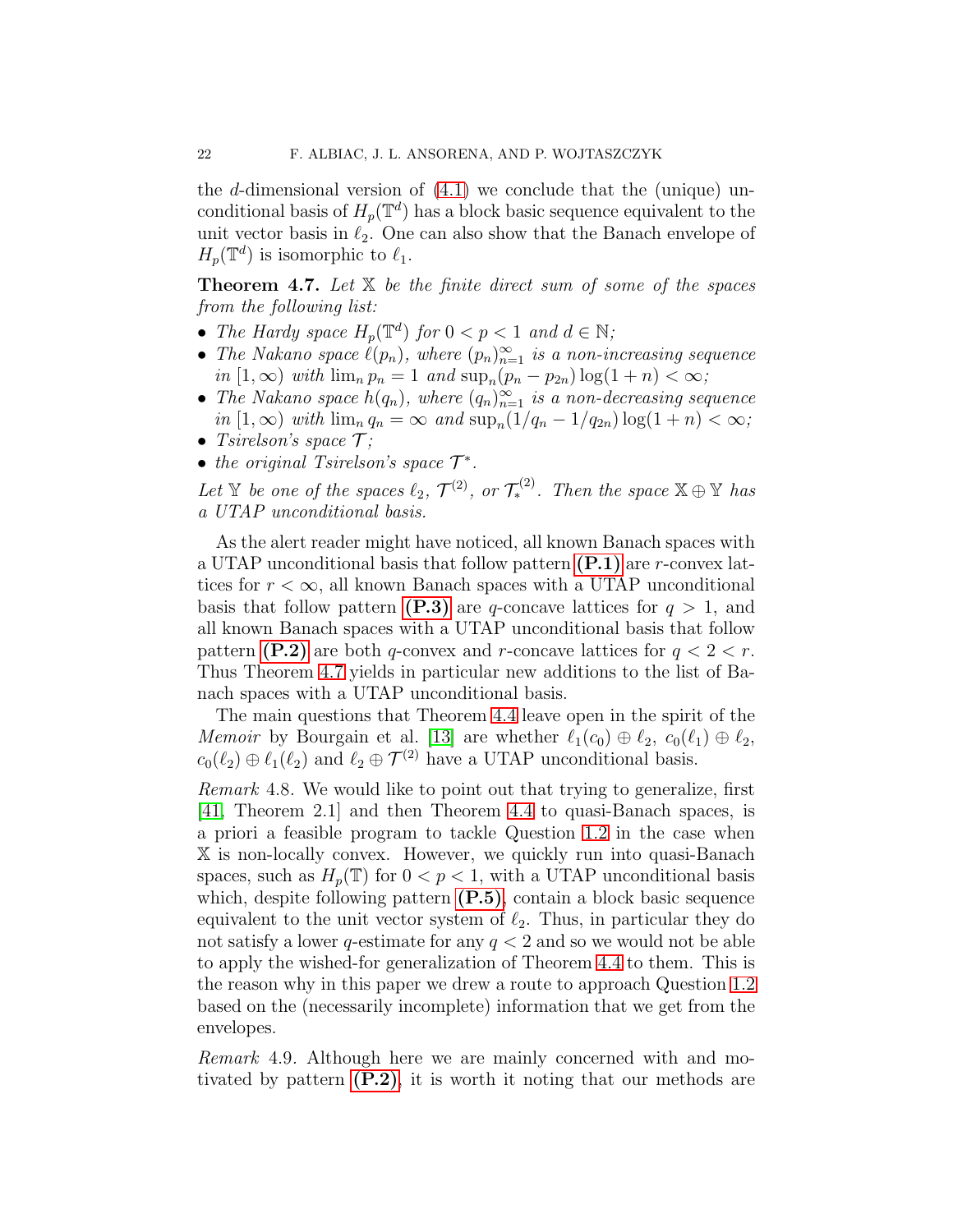the $d$-dimensional version of (4.1) we conclude that the (unique) unconditional basis of $H_p(\mathbb{T}^d)$ has a block basic sequence equivalent to the unit vector basis in $\ell_2$. One can also show that the Banach envelope of $H_p(\mathbb{T}^d)$ is isomorphic to $\ell_1$.

**Theorem 4.7.** *Let $\mathbb{X}$ be the finite direct sum of some of the spaces from the following list:*

- *The Hardy space $H_p(\mathbb{T}^d)$ for $0 < p < 1$ and $d \in \mathbb{N}$;*
- *The Nakano space $\ell(p_n)$, where $(p_n)_{n=1}^\infty$ is a non-increasing sequence in $[1, \infty)$ with $\lim_n p_n = 1$ and $\sup_n (p_n - p_{2n}) \log(1 + n) < \infty$;*
- *The Nakano space $h(q_n)$, where $(q_n)_{n=1}^\infty$ is a non-decreasing sequence in $[1, \infty)$ with $\lim_n q_n = \infty$ and $\sup_n (1/q_n - 1/q_{2n}) \log(1 + n) < \infty$;*
- *Tsirelson's space $\mathcal{T}$;*
- *the original Tsirelson's space $\mathcal{T}^*$.*

*Let $\mathbb{Y}$ be one of the spaces $\ell_2$, $\mathcal{T}^{(2)}$, or $\mathcal{T}_*^{(2)}$. Then the space $\mathbb{X} \oplus \mathbb{Y}$ has a UTAP unconditional basis.*

As the alert reader might have noticed, all known Banach spaces with a UTAP unconditional basis that follow pattern **(P.1)** are $r$-convex lattices for $r < \infty$, all known Banach spaces with a UTAP unconditional basis that follow pattern **(P.3)** are $q$-concave lattices for $q > 1$, and all known Banach spaces with a UTAP unconditional basis that follow pattern **(P.2)** are both $q$-convex and $r$-concave lattices for $q < 2 < r$. Thus Theorem 4.7 yields in particular new additions to the list of Banach spaces with a UTAP unconditional basis.

The main questions that Theorem 4.4 leave open in the spirit of the *Memoir* by Bourgain et al. [13] are whether $\ell_1(c_0) \oplus \ell_2$, $c_0(\ell_1) \oplus \ell_2$, $c_0(\ell_2) \oplus \ell_1(\ell_2)$ and $\ell_2 \oplus \mathcal{T}^{(2)}$ have a UTAP unconditional basis.

*Remark* 4.8. We would like to point out that trying to generalize, first [41, Theorem 2.1] and then Theorem 4.4 to quasi-Banach spaces, is a priori a feasible program to tackle Question 1.2 in the case when $\mathbb{X}$ is non-locally convex. However, we quickly run into quasi-Banach spaces, such as $H_p(\mathbb{T})$ for $0 < p < 1$, with a UTAP unconditional basis which, despite following pattern **(P.5)**, contain a block basic sequence equivalent to the unit vector system of $\ell_2$. Thus, in particular they do not satisfy a lower $q$-estimate for any $q < 2$ and so we would not be able to apply the wished-for generalization of Theorem 4.4 to them. This is the reason why in this paper we drew a route to approach Question 1.2 based on the (necessarily incomplete) information that we get from the envelopes.

*Remark* 4.9. Although here we are mainly concerned with and motivated by pattern **(P.2)**, it is worth it noting that our methods are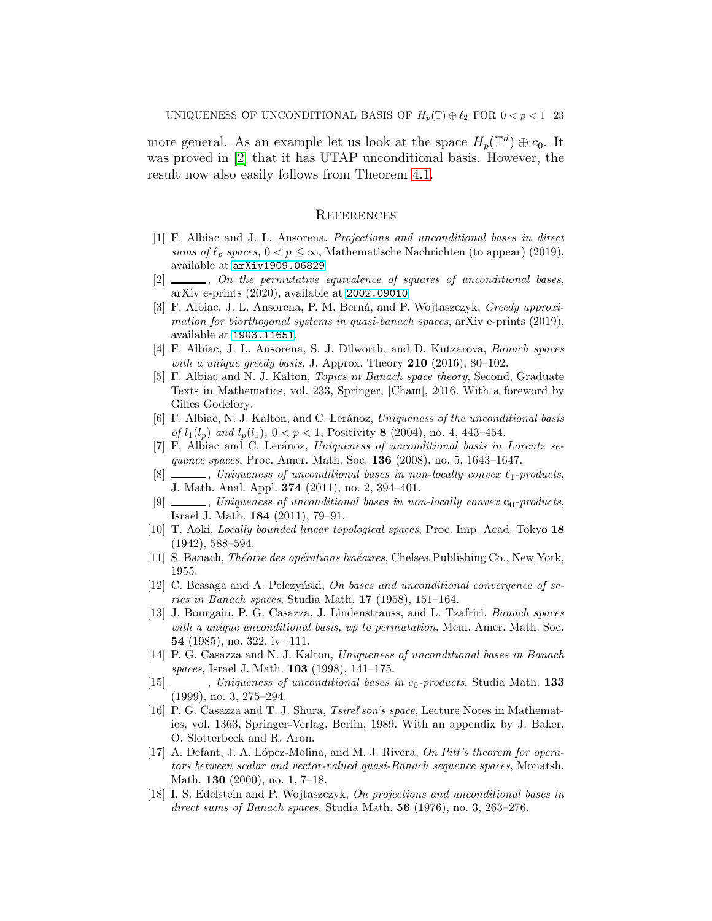more general. As an example let us look at the space $H_p(\mathbb{T}^d) \oplus c_0$. It was proved in [2] that it has UTAP unconditional basis. However, the result now also easily follows from Theorem 4.1.

## References

[1] F. Albiac and J. L. Ansorena, *Projections and unconditional bases in direct sums of $\ell_p$ spaces, $0 < p \leq \infty$*, Mathematische Nachrichten (to appear) (2019), available at arXiv1909.06829.

[2] ———, *On the permutative equivalence of squares of unconditional bases*, arXiv e-prints (2020), available at 2002.09010.

[3] F. Albiac, J. L. Ansorena, P. M. Berná, and P. Wojtaszczyk, *Greedy approximation for biorthogonal systems in quasi-banach spaces*, arXiv e-prints (2019), available at 1903.11651.

[4] F. Albiac, J. L. Ansorena, S. J. Dilworth, and D. Kutzarova, *Banach spaces with a unique greedy basis*, J. Approx. Theory **210** (2016), 80–102.

[5] F. Albiac and N. J. Kalton, *Topics in Banach space theory*, Second, Graduate Texts in Mathematics, vol. 233, Springer, [Cham], 2016. With a foreword by Gilles Godefory.

[6] F. Albiac, N. J. Kalton, and C. Leránoz, *Uniqueness of the unconditional basis of $l_1(l_p)$ and $l_p(l_1)$, $0 < p < 1$*, Positivity **8** (2004), no. 4, 443–454.

[7] F. Albiac and C. Leránoz, *Uniqueness of unconditional basis in Lorentz sequence spaces*, Proc. Amer. Math. Soc. **136** (2008), no. 5, 1643–1647.

[8] ———, *Uniqueness of unconditional bases in non-locally convex $\ell_1$-products*, J. Math. Anal. Appl. **374** (2011), no. 2, 394–401.

[9] ———, *Uniqueness of unconditional bases in non-locally convex $\mathbf{c_0}$-products*, Israel J. Math. **184** (2011), 79–91.

[10] T. Aoki, *Locally bounded linear topological spaces*, Proc. Imp. Acad. Tokyo **18** (1942), 588–594.

[11] S. Banach, *Théorie des opérations linéaires*, Chelsea Publishing Co., New York, 1955.

[12] C. Bessaga and A. Pełczyński, *On bases and unconditional convergence of series in Banach spaces*, Studia Math. **17** (1958), 151–164.

[13] J. Bourgain, P. G. Casazza, J. Lindenstrauss, and L. Tzafriri, *Banach spaces with a unique unconditional basis, up to permutation*, Mem. Amer. Math. Soc. **54** (1985), no. 322, iv+111.

[14] P. G. Casazza and N. J. Kalton, *Uniqueness of unconditional bases in Banach spaces*, Israel J. Math. **103** (1998), 141–175.

[15] ———, *Uniqueness of unconditional bases in $c_0$-products*, Studia Math. **133** (1999), no. 3, 275–294.

[16] P. G. Casazza and T. J. Shura, *Tsirel′son's space*, Lecture Notes in Mathematics, vol. 1363, Springer-Verlag, Berlin, 1989. With an appendix by J. Baker, O. Slotterbeck and R. Aron.

[17] A. Defant, J. A. López-Molina, and M. J. Rivera, *On Pitt's theorem for operators between scalar and vector-valued quasi-Banach sequence spaces*, Monatsh. Math. **130** (2000), no. 1, 7–18.

[18] I. S. Edelstein and P. Wojtaszczyk, *On projections and unconditional bases in direct sums of Banach spaces*, Studia Math. **56** (1976), no. 3, 263–276.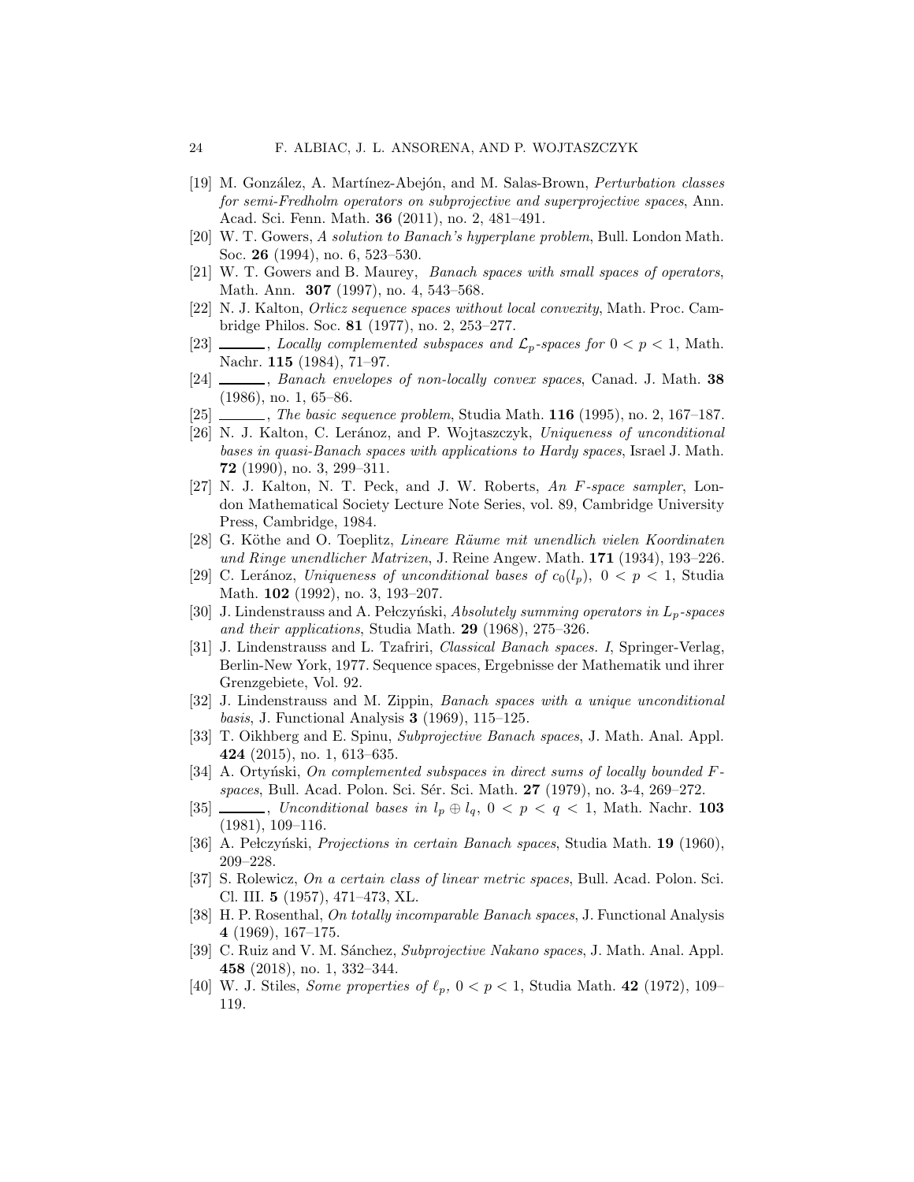[19] M. González, A. Martínez-Abejón, and M. Salas-Brown, *Perturbation classes for semi-Fredholm operators on subprojective and superprojective spaces*, Ann. Acad. Sci. Fenn. Math. **36** (2011), no. 2, 481–491.

[20] W. T. Gowers, *A solution to Banach's hyperplane problem*, Bull. London Math. Soc. **26** (1994), no. 6, 523–530.

[21] W. T. Gowers and B. Maurey, *Banach spaces with small spaces of operators*, Math. Ann. **307** (1997), no. 4, 543–568.

[22] N. J. Kalton, *Orlicz sequence spaces without local convexity*, Math. Proc. Cambridge Philos. Soc. **81** (1977), no. 2, 253–277.

[23] ______, *Locally complemented subspaces and $\mathcal{L}_p$-spaces for $0 < p < 1$*, Math. Nachr. **115** (1984), 71–97.

[24] ______, *Banach envelopes of non-locally convex spaces*, Canad. J. Math. **38** (1986), no. 1, 65–86.

[25] ______, *The basic sequence problem*, Studia Math. **116** (1995), no. 2, 167–187.

[26] N. J. Kalton, C. Leránoz, and P. Wojtaszczyk, *Uniqueness of unconditional bases in quasi-Banach spaces with applications to Hardy spaces*, Israel J. Math. **72** (1990), no. 3, 299–311.

[27] N. J. Kalton, N. T. Peck, and J. W. Roberts, *An $F$-space sampler*, London Mathematical Society Lecture Note Series, vol. 89, Cambridge University Press, Cambridge, 1984.

[28] G. Köthe and O. Toeplitz, *Lineare Räume mit unendlich vielen Koordinaten und Ringe unendlicher Matrizen*, J. Reine Angew. Math. **171** (1934), 193–226.

[29] C. Leránoz, *Uniqueness of unconditional bases of $c_0(l_p)$, $0 < p < 1$*, Studia Math. **102** (1992), no. 3, 193–207.

[30] J. Lindenstrauss and A. Pełczyński, *Absolutely summing operators in $L_p$-spaces and their applications*, Studia Math. **29** (1968), 275–326.

[31] J. Lindenstrauss and L. Tzafriri, *Classical Banach spaces. I*, Springer-Verlag, Berlin-New York, 1977. Sequence spaces, Ergebnisse der Mathematik und ihrer Grenzgebiete, Vol. 92.

[32] J. Lindenstrauss and M. Zippin, *Banach spaces with a unique unconditional basis*, J. Functional Analysis **3** (1969), 115–125.

[33] T. Oikhberg and E. Spinu, *Subprojective Banach spaces*, J. Math. Anal. Appl. **424** (2015), no. 1, 613–635.

[34] A. Ortyński, *On complemented subspaces in direct sums of locally bounded $F$-spaces*, Bull. Acad. Polon. Sci. Sér. Sci. Math. **27** (1979), no. 3-4, 269–272.

[35] ______, *Unconditional bases in $l_p \oplus l_q$, $0 < p < q < 1$*, Math. Nachr. **103** (1981), 109–116.

[36] A. Pełczyński, *Projections in certain Banach spaces*, Studia Math. **19** (1960), 209–228.

[37] S. Rolewicz, *On a certain class of linear metric spaces*, Bull. Acad. Polon. Sci. Cl. III. **5** (1957), 471–473, XL.

[38] H. P. Rosenthal, *On totally incomparable Banach spaces*, J. Functional Analysis **4** (1969), 167–175.

[39] C. Ruiz and V. M. Sánchez, *Subprojective Nakano spaces*, J. Math. Anal. Appl. **458** (2018), no. 1, 332–344.

[40] W. J. Stiles, *Some properties of $\ell_p$, $0 < p < 1$*, Studia Math. **42** (1972), 109–119.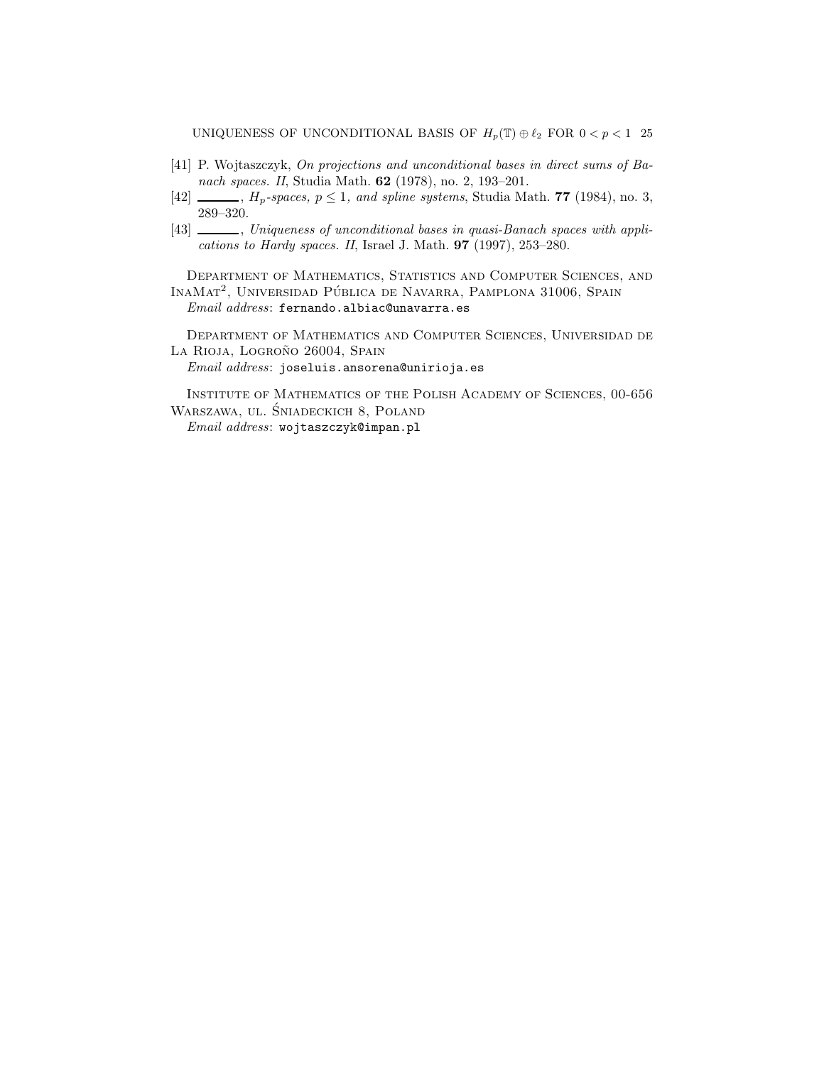[41] P. Wojtaszczyk, *On projections and unconditional bases in direct sums of Banach spaces. II*, Studia Math. **62** (1978), no. 2, 193–201.

[42] ______, *$H_p$-spaces, $p \le 1$, and spline systems*, Studia Math. **77** (1984), no. 3, 289–320.

[43] ______, *Uniqueness of unconditional bases in quasi-Banach spaces with applications to Hardy spaces. II*, Israel J. Math. **97** (1997), 253–280.

Department of Mathematics, Statistics and Computer Sciences, and InaMat[2], Universidad Pública de Navarra, Pamplona 31006, Spain

*Email address*: fernando.albiac@unavarra.es

Department of Mathematics and Computer Sciences, Universidad de La Rioja, Logroño 26004, Spain

*Email address*: joseluis.ansorena@unirioja.es

Institute of Mathematics of the Polish Academy of Sciences, 00-656 Warszawa, ul. Śniadeckich 8, Poland

*Email address*: wojtaszczyk@impan.pl